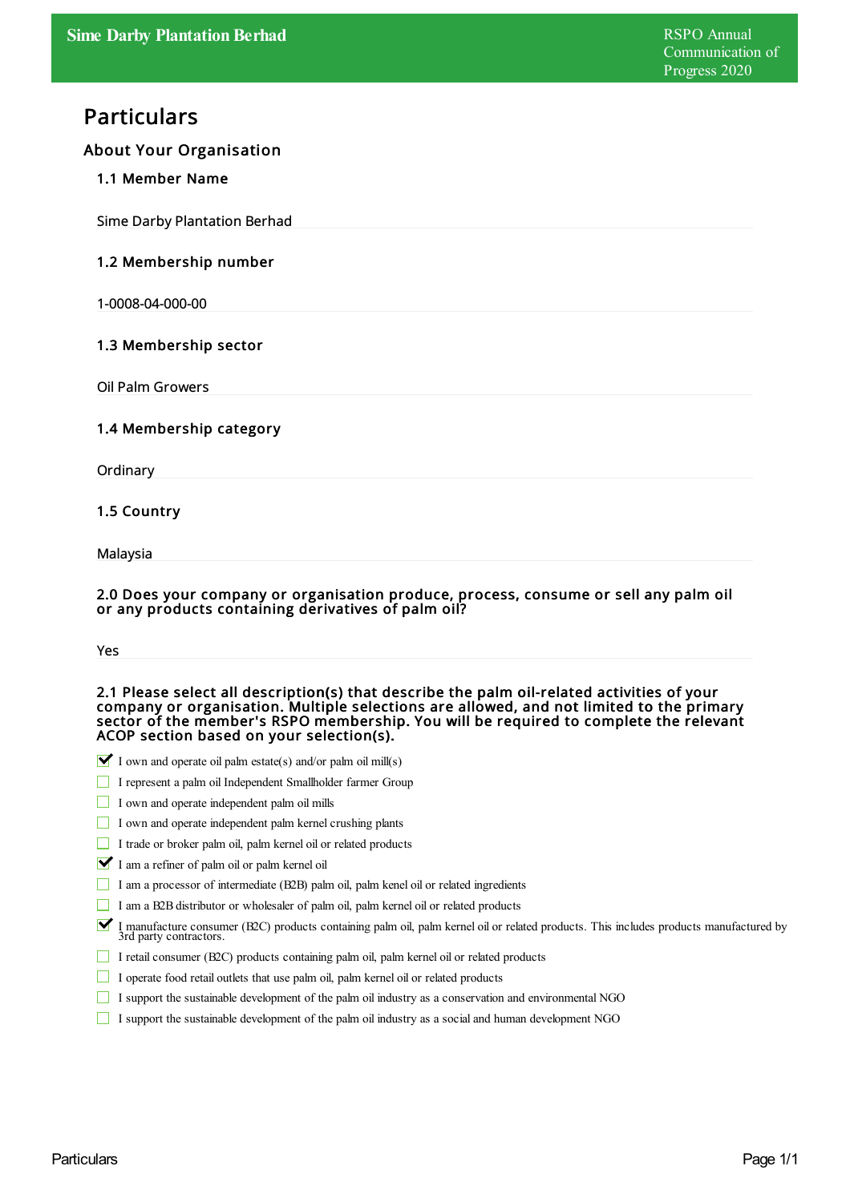# Particulars

## About Your Organisation

### 1.1 Member Name

Sime Darby Plantation Berhad

### 1.2 Membership number

1-0008-04-000-00

### 1.3 Membership sector

Oil Palm Growers

### 1.4 Membership category

Ordinary

### 1.5 Country

Malaysia

### 2.0 Does your company or organisation produce, process, consume or sell any palm oil or any products containing derivatives of palm oil?

Yes

### 2.1 Please select all description(s) that describe the palm oil-related activities of your company or organisation. Multiple selections are allowed, and not limited to the primary sector of the member's RSPO membership. You will be required to complete the relevant ACOP section based on your selection(s).

- [x] I own and operate oil palm estate(s) and/or palm oil mill(s)
- [ ] I represent a palm oil Independent Smallholder farmer Group
- [ ] I own and operate independent palm oil mills
- [ ] I own and operate independent palm kernel crushing plants
- [ ] I trade or broker palm oil, palm kernel oil or related products
- [x] I am a refiner of palm oil or palm kernel oil
- [ ] I am a processor of intermediate (B2B) palm oil, palm kenel oil or related ingredients
- [ ] I am a B2B distributor or wholesaler of palm oil, palm kernel oil or related products
- [x] I manufacture consumer (B2C) products containing palm oil, palm kernel oil or related products. This includes products manufactured by 3rd party contractors.
- [ ] I retail consumer (B2C) products containing palm oil, palm kernel oil or related products
- [ ] I operate food retail outlets that use palm oil, palm kernel oil or related products
- [ ] I support the sustainable development of the palm oil industry as a conservation and environmental NGO
- [ ] I support the sustainable development of the palm oil industry as a social and human development NGO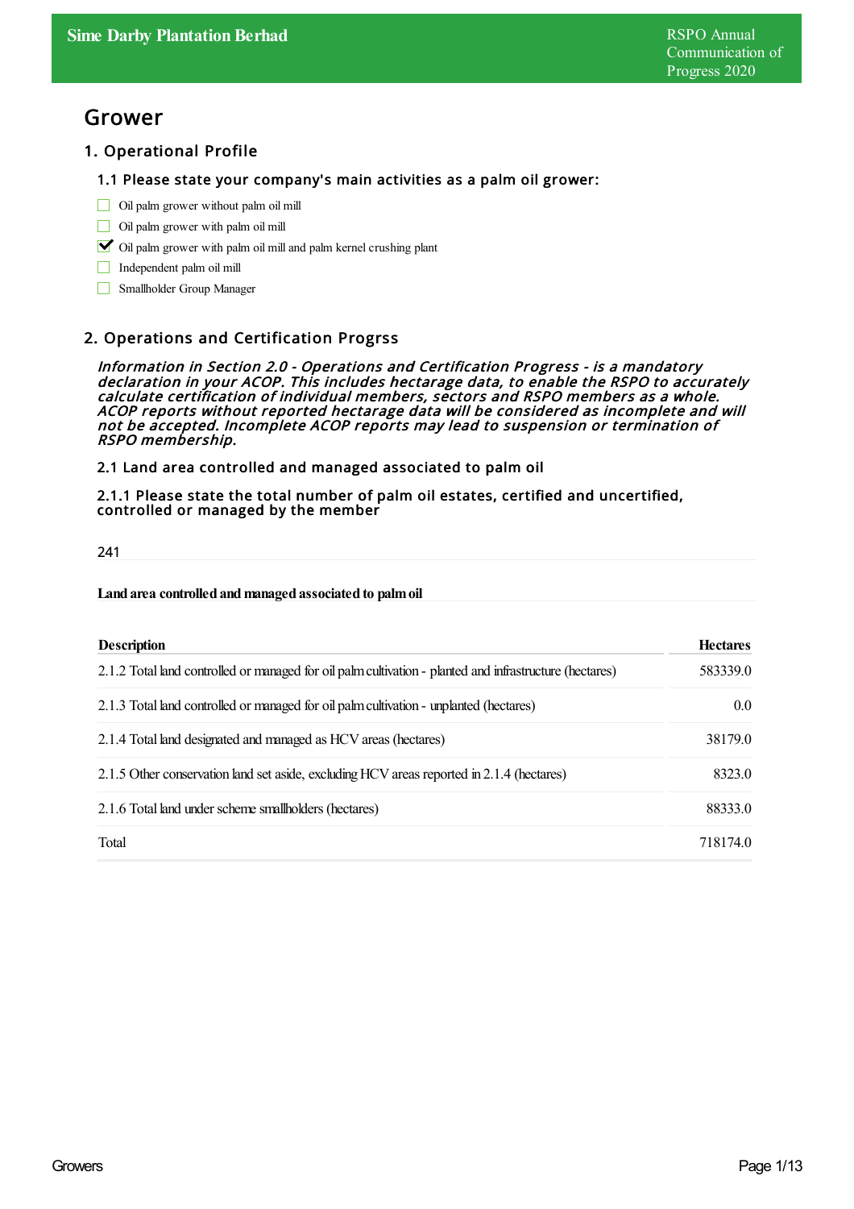# Grower

## 1. Operational Profile

### 1.1 Please state your company's main activities as a palm oil grower:

- [ ] Oil palm grower without palm oil mill
- [ ] Oil palm grower with palm oil mill
- [x] Oil palm grower with palm oil mill and palm kernel crushing plant
- [ ] Independent palm oil mill
- [ ] Smallholder Group Manager

## 2. Operations and Certification Progrss

*Information in Section 2.0 - Operations and Certification Progress - is a mandatory declaration in your ACOP. This includes hectarage data, to enable the RSPO to accurately calculate certification of individual members, sectors and RSPO members as a whole. ACOP reports without reported hectarage data will be considered as incomplete and will not be accepted. Incomplete ACOP reports may lead to suspension or termination of RSPO membership.*

### 2.1 Land area controlled and managed associated to palm oil

#### 2.1.1 Please state the total number of palm oil estates, certified and uncertified, controlled or managed by the member

241

**Land area controlled and managed associated to palm oil**

| Description | Hectares |
|---|---|
| 2.1.2 Total land controlled or managed for oil palm cultivation - planted and infrastructure (hectares) | 583339.0 |
| 2.1.3 Total land controlled or managed for oil palm cultivation - unplanted (hectares) | 0.0 |
| 2.1.4 Total land designated and managed as HCV areas (hectares) | 38179.0 |
| 2.1.5 Other conservation land set aside, excluding HCV areas reported in 2.1.4 (hectares) | 8323.0 |
| 2.1.6 Total land under scheme smallholders (hectares) | 88333.0 |
| Total | 718174.0 |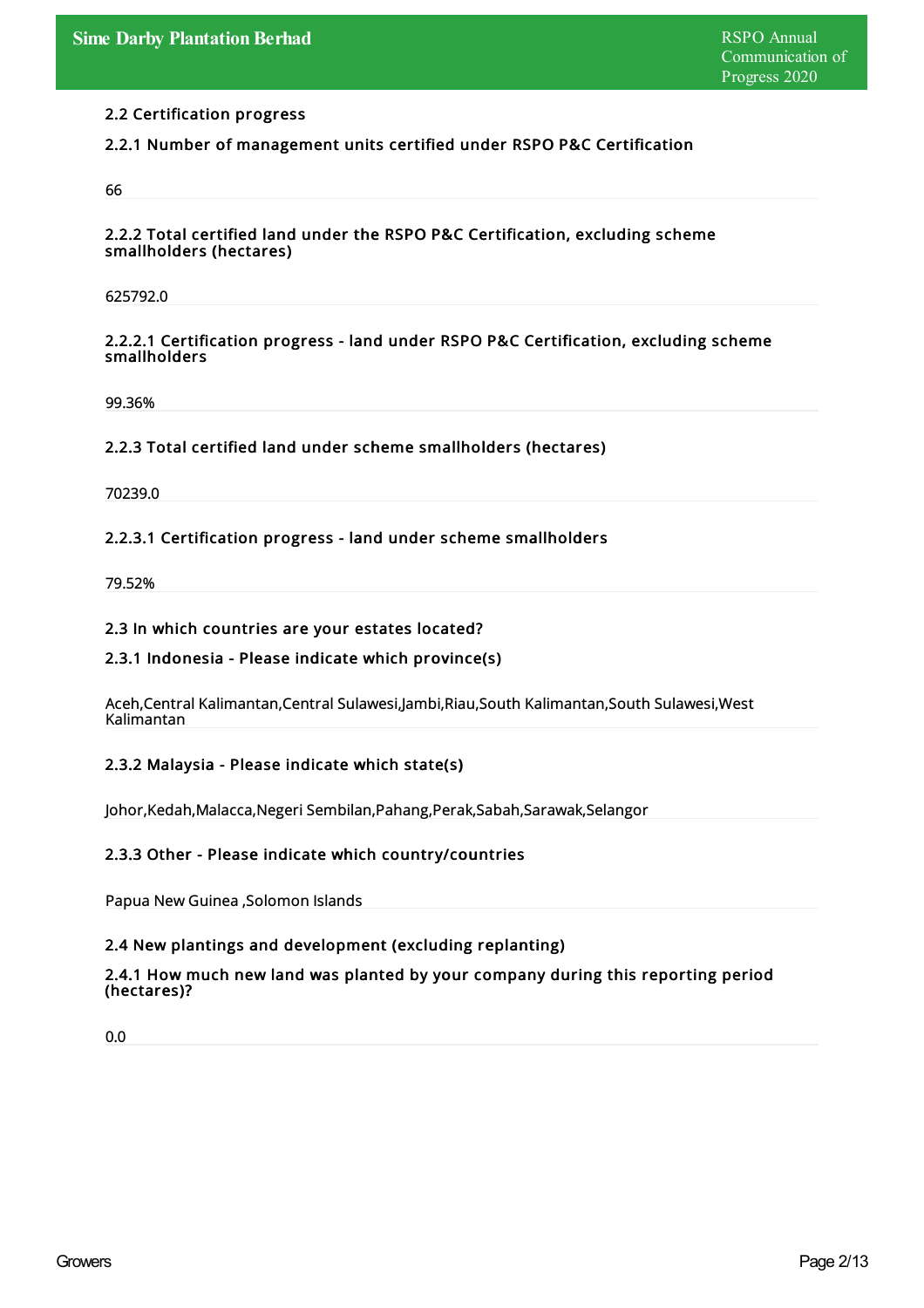## 2.2 Certification progress

### 2.2.1 Number of management units certified under RSPO P&C Certification

66

### 2.2.2 Total certified land under the RSPO P&C Certification, excluding scheme smallholders (hectares)

625792.0

#### 2.2.2.1 Certification progress - land under RSPO P&C Certification, excluding scheme smallholders

99.36%

### 2.2.3 Total certified land under scheme smallholders (hectares)

70239.0

#### 2.2.3.1 Certification progress - land under scheme smallholders

79.52%

## 2.3 In which countries are your estates located?

### 2.3.1 Indonesia - Please indicate which province(s)

Aceh,Central Kalimantan,Central Sulawesi,Jambi,Riau,South Kalimantan,South Sulawesi,West Kalimantan

### 2.3.2 Malaysia - Please indicate which state(s)

Johor,Kedah,Malacca,Negeri Sembilan,Pahang,Perak,Sabah,Sarawak,Selangor

### 2.3.3 Other - Please indicate which country/countries

Papua New Guinea ,Solomon Islands

## 2.4 New plantings and development (excluding replanting)

### 2.4.1 How much new land was planted by your company during this reporting period (hectares)?

0.0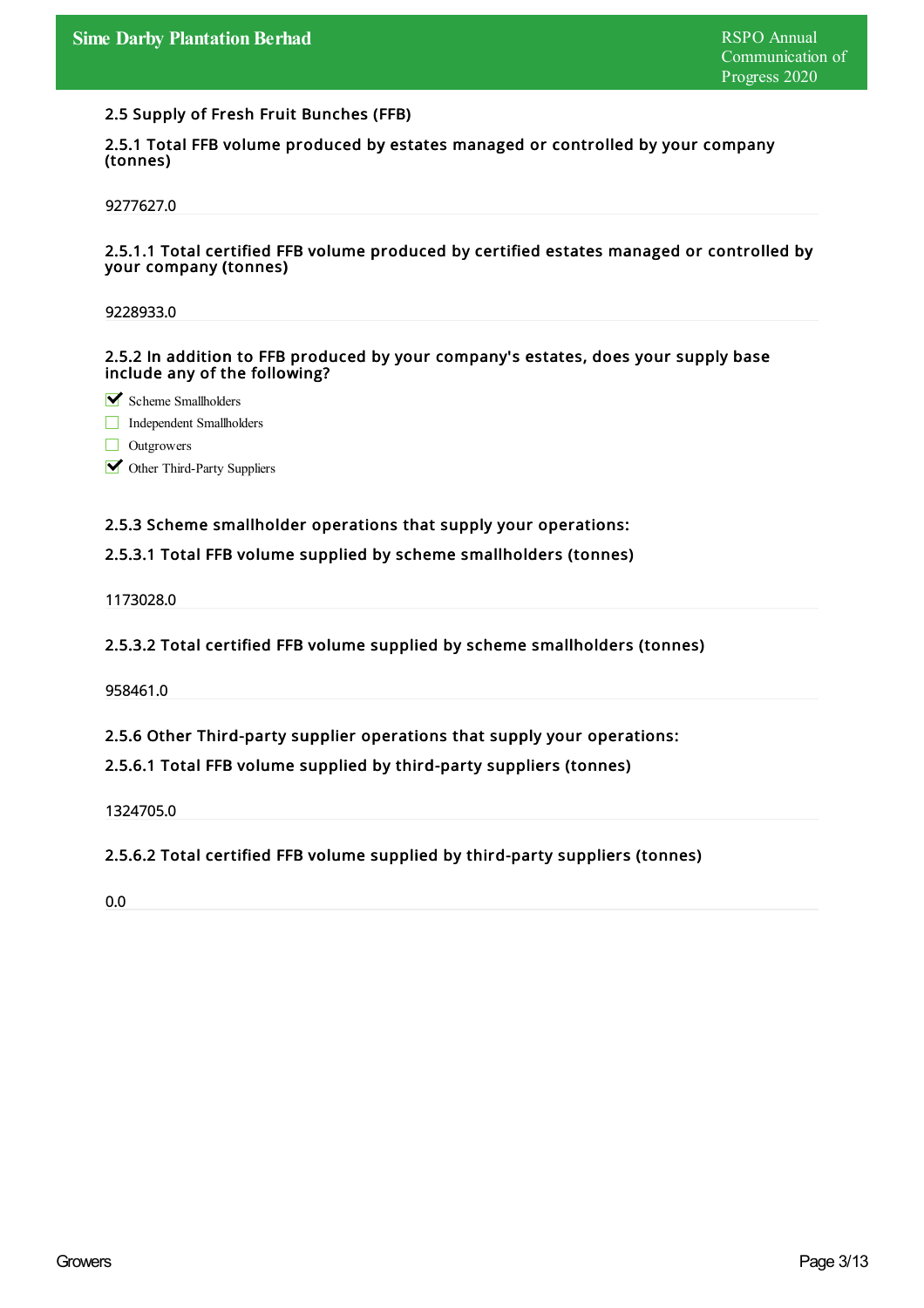## 2.5 Supply of Fresh Fruit Bunches (FFB)

### 2.5.1 Total FFB volume produced by estates managed or controlled by your company (tonnes)

9277627.0

### 2.5.1.1 Total certified FFB volume produced by certified estates managed or controlled by your company (tonnes)

9228933.0

### 2.5.2 In addition to FFB produced by your company's estates, does your supply base include any of the following?

- [x] Scheme Smallholders
- [ ] Independent Smallholders
- [ ] Outgrowers
- [x] Other Third-Party Suppliers

### 2.5.3 Scheme smallholder operations that supply your operations:

### 2.5.3.1 Total FFB volume supplied by scheme smallholders (tonnes)

1173028.0

### 2.5.3.2 Total certified FFB volume supplied by scheme smallholders (tonnes)

958461.0

### 2.5.6 Other Third-party supplier operations that supply your operations:

### 2.5.6.1 Total FFB volume supplied by third-party suppliers (tonnes)

1324705.0

### 2.5.6.2 Total certified FFB volume supplied by third-party suppliers (tonnes)

0.0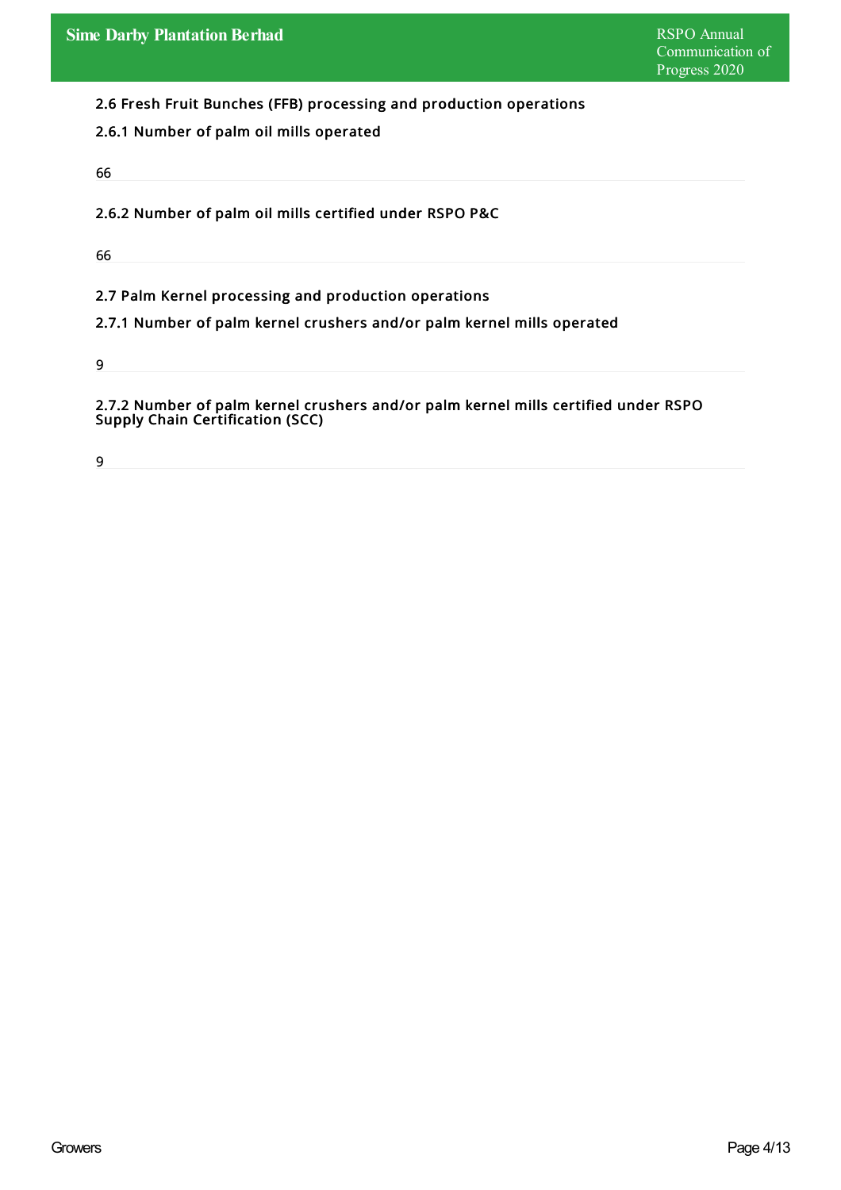## 2.6 Fresh Fruit Bunches (FFB) processing and production operations

### 2.6.1 Number of palm oil mills operated

66

### 2.6.2 Number of palm oil mills certified under RSPO P&C

66

## 2.7 Palm Kernel processing and production operations

### 2.7.1 Number of palm kernel crushers and/or palm kernel mills operated

9

### 2.7.2 Number of palm kernel crushers and/or palm kernel mills certified under RSPO Supply Chain Certification (SCC)

9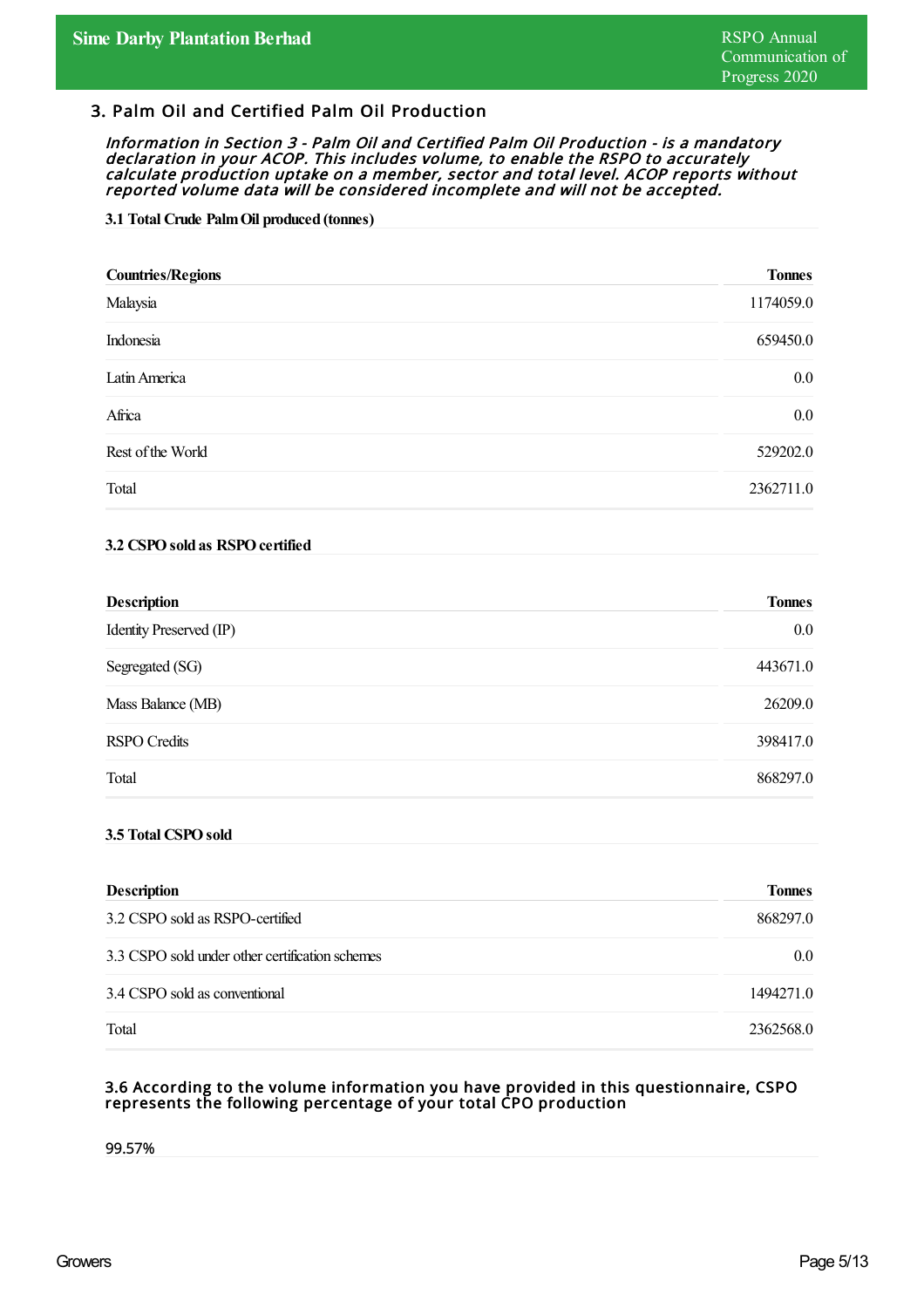## 3. Palm Oil and Certified Palm Oil Production

***Information in Section 3 - Palm Oil and Certified Palm Oil Production - is a mandatory declaration in your ACOP. This includes volume, to enable the RSPO to accurately calculate production uptake on a member, sector and total level. ACOP reports without reported volume data will be considered incomplete and will not be accepted.***

### 3.1 Total Crude Palm Oil produced (tonnes)

| Countries/Regions | Tonnes |
|---|---|
| Malaysia | 1174059.0 |
| Indonesia | 659450.0 |
| Latin America | 0.0 |
| Africa | 0.0 |
| Rest of the World | 529202.0 |
| Total | 2362711.0 |

### 3.2 CSPO sold as RSPO certified

| Description | Tonnes |
|---|---|
| Identity Preserved (IP) | 0.0 |
| Segregated (SG) | 443671.0 |
| Mass Balance (MB) | 26209.0 |
| RSPO Credits | 398417.0 |
| Total | 868297.0 |

### 3.5 Total CSPO sold

| Description | Tonnes |
|---|---|
| 3.2 CSPO sold as RSPO-certified | 868297.0 |
| 3.3 CSPO sold under other certification schemes | 0.0 |
| 3.4 CSPO sold as conventional | 1494271.0 |
| Total | 2362568.0 |

### 3.6 According to the volume information you have provided in this questionnaire, CSPO represents the following percentage of your total CPO production

99.57%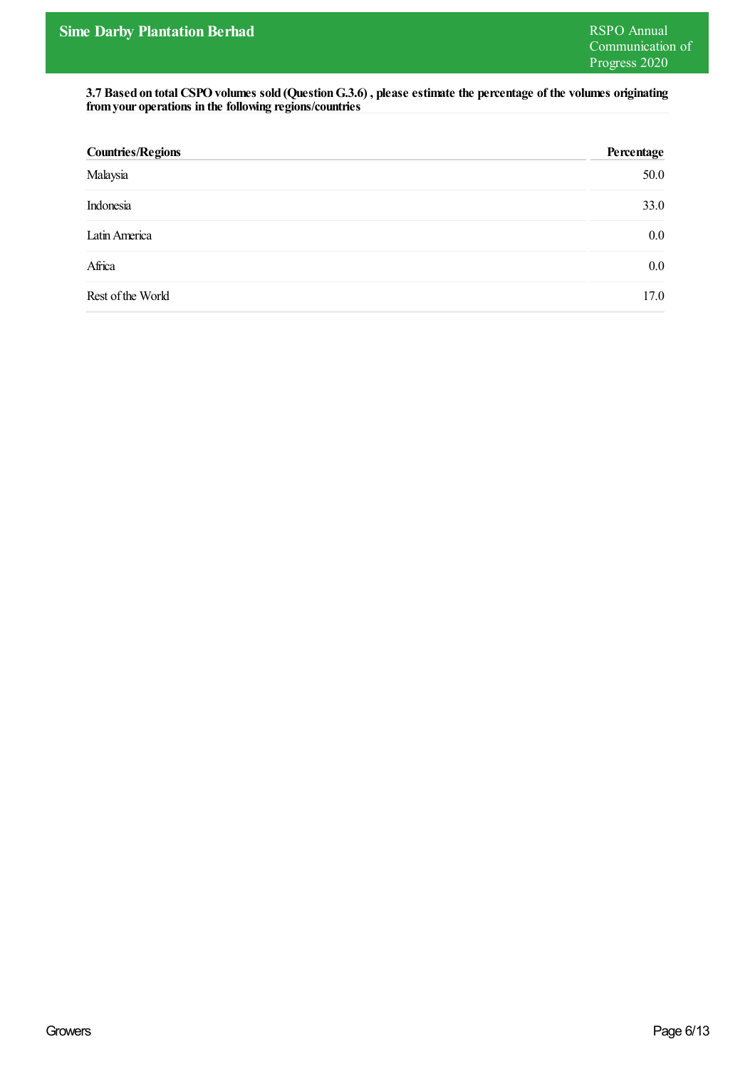**3.7 Based on total CSPO volumes sold (Question G.3.6) , please estimate the percentage of the volumes originating from your operations in the following regions/countries**

| Countries/Regions | Percentage |
|---|---|
| Malaysia | 50.0 |
| Indonesia | 33.0 |
| Latin America | 0.0 |
| Africa | 0.0 |
| Rest of the World | 17.0 |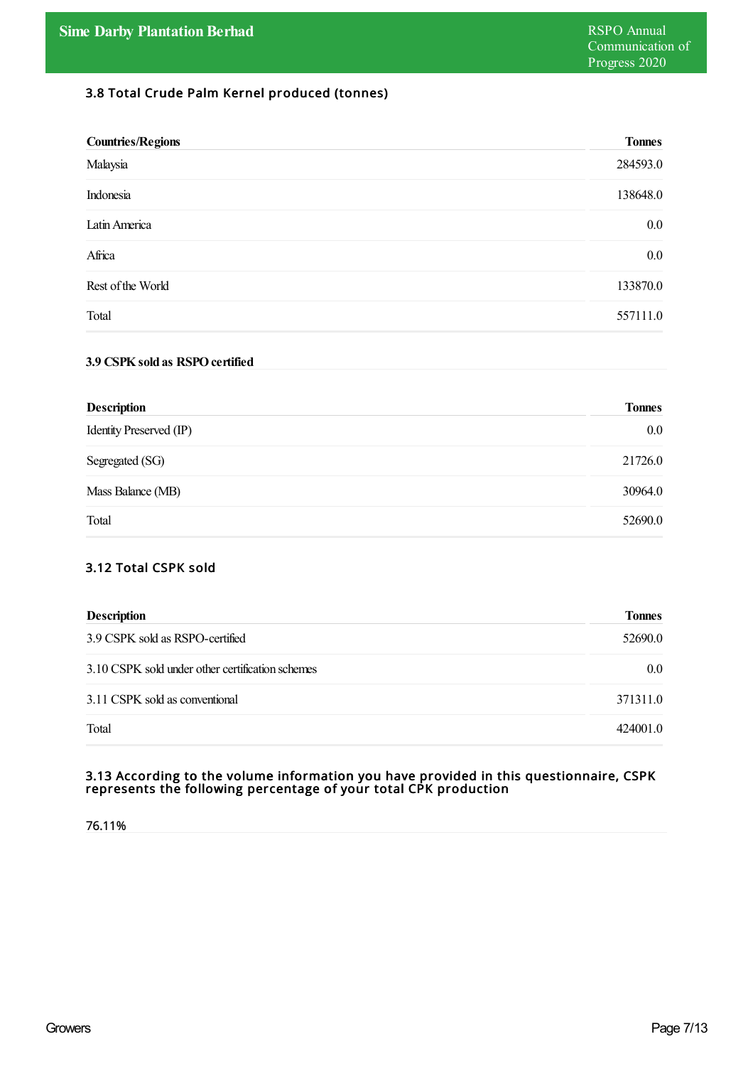### 3.8 Total Crude Palm Kernel produced (tonnes)

| Countries/Regions | Tonnes |
|---|---|
| Malaysia | 284593.0 |
| Indonesia | 138648.0 |
| Latin America | 0.0 |
| Africa | 0.0 |
| Rest of the World | 133870.0 |
| Total | 557111.0 |

### 3.9 CSPK sold as RSPO certified

| Description | Tonnes |
|---|---|
| Identity Preserved (IP) | 0.0 |
| Segregated (SG) | 21726.0 |
| Mass Balance (MB) | 30964.0 |
| Total | 52690.0 |

### 3.12 Total CSPK sold

| Description | Tonnes |
|---|---|
| 3.9 CSPK sold as RSPO-certified | 52690.0 |
| 3.10 CSPK sold under other certification schemes | 0.0 |
| 3.11 CSPK sold as conventional | 371311.0 |
| Total | 424001.0 |

### 3.13 According to the volume information you have provided in this questionnaire, CSPK represents the following percentage of your total CPK production

76.11%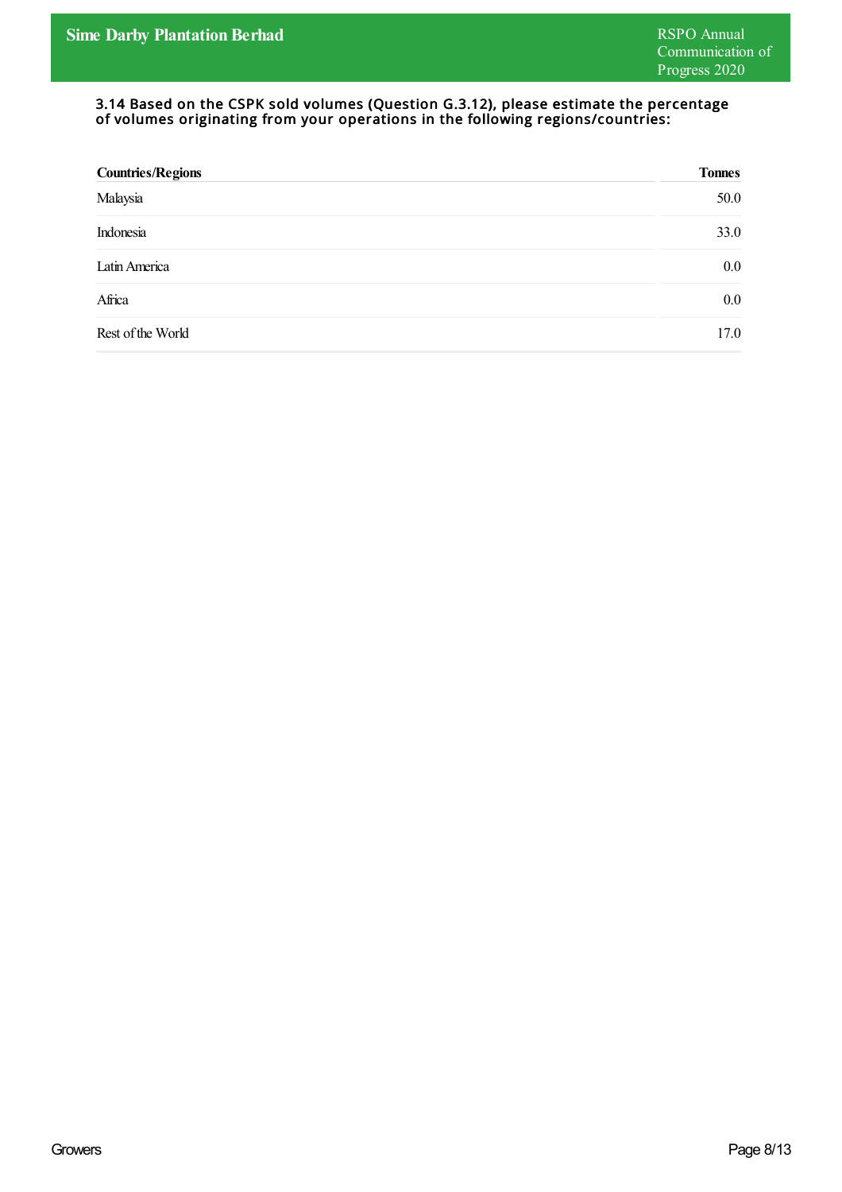### 3.14 Based on the CSPK sold volumes (Question G.3.12), please estimate the percentage of volumes originating from your operations in the following regions/countries:

| Countries/Regions | Tonnes |
|---|---|
| Malaysia | 50.0 |
| Indonesia | 33.0 |
| Latin America | 0.0 |
| Africa | 0.0 |
| Rest of the World | 17.0 |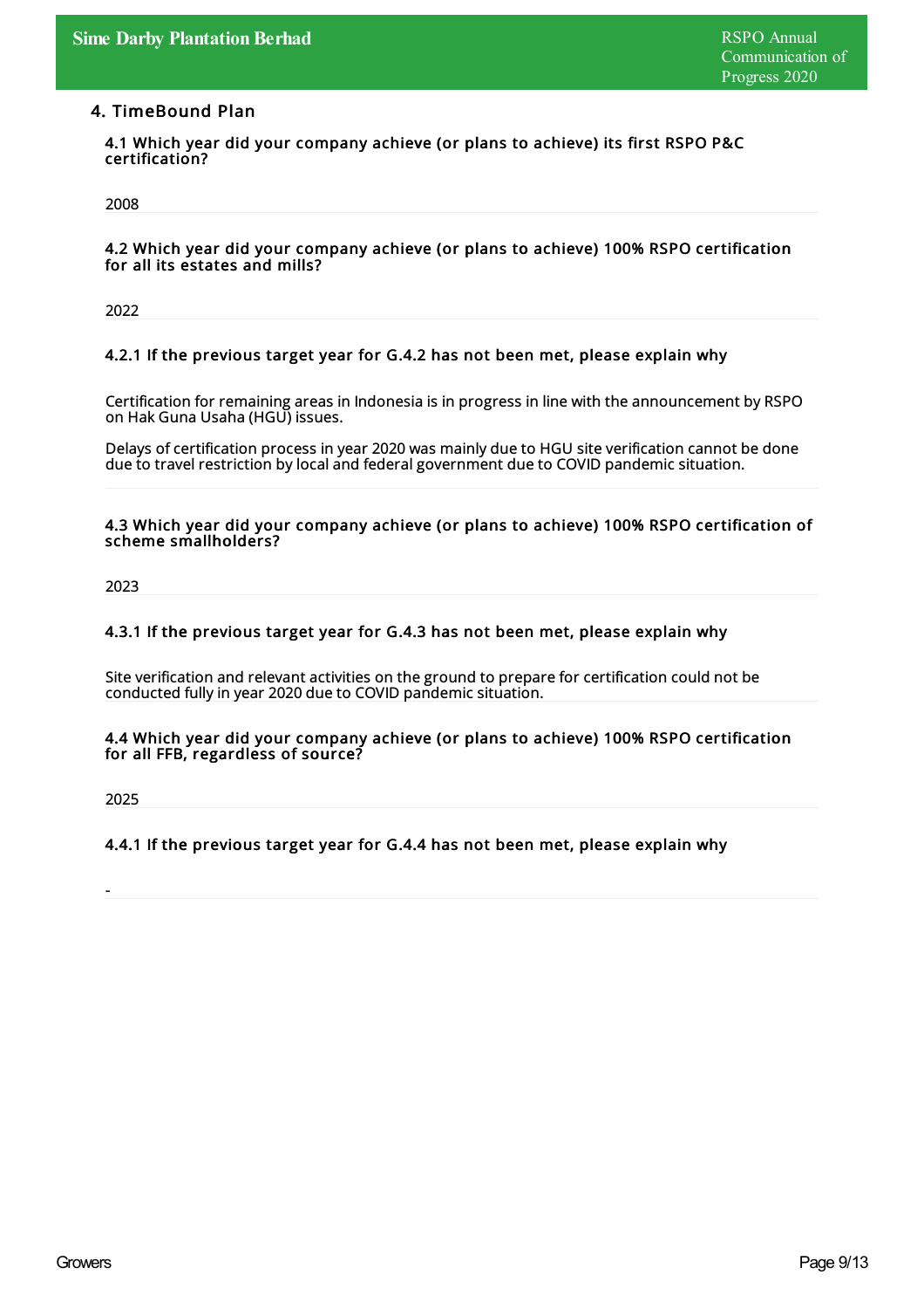## 4. TimeBound Plan

**4.1 Which year did your company achieve (or plans to achieve) its first RSPO P&C certification?**

2008

**4.2 Which year did your company achieve (or plans to achieve) 100% RSPO certification for all its estates and mills?**

2022

**4.2.1 If the previous target year for G.4.2 has not been met, please explain why**

Certification for remaining areas in Indonesia is in progress in line with the announcement by RSPO on Hak Guna Usaha (HGU) issues.

Delays of certification process in year 2020 was mainly due to HGU site verification cannot be done due to travel restriction by local and federal government due to COVID pandemic situation.

**4.3 Which year did your company achieve (or plans to achieve) 100% RSPO certification of scheme smallholders?**

2023

**4.3.1 If the previous target year for G.4.3 has not been met, please explain why**

Site verification and relevant activities on the ground to prepare for certification could not be conducted fully in year 2020 due to COVID pandemic situation.

**4.4 Which year did your company achieve (or plans to achieve) 100% RSPO certification for all FFB, regardless of source?**

2025

**4.4.1 If the previous target year for G.4.4 has not been met, please explain why**

-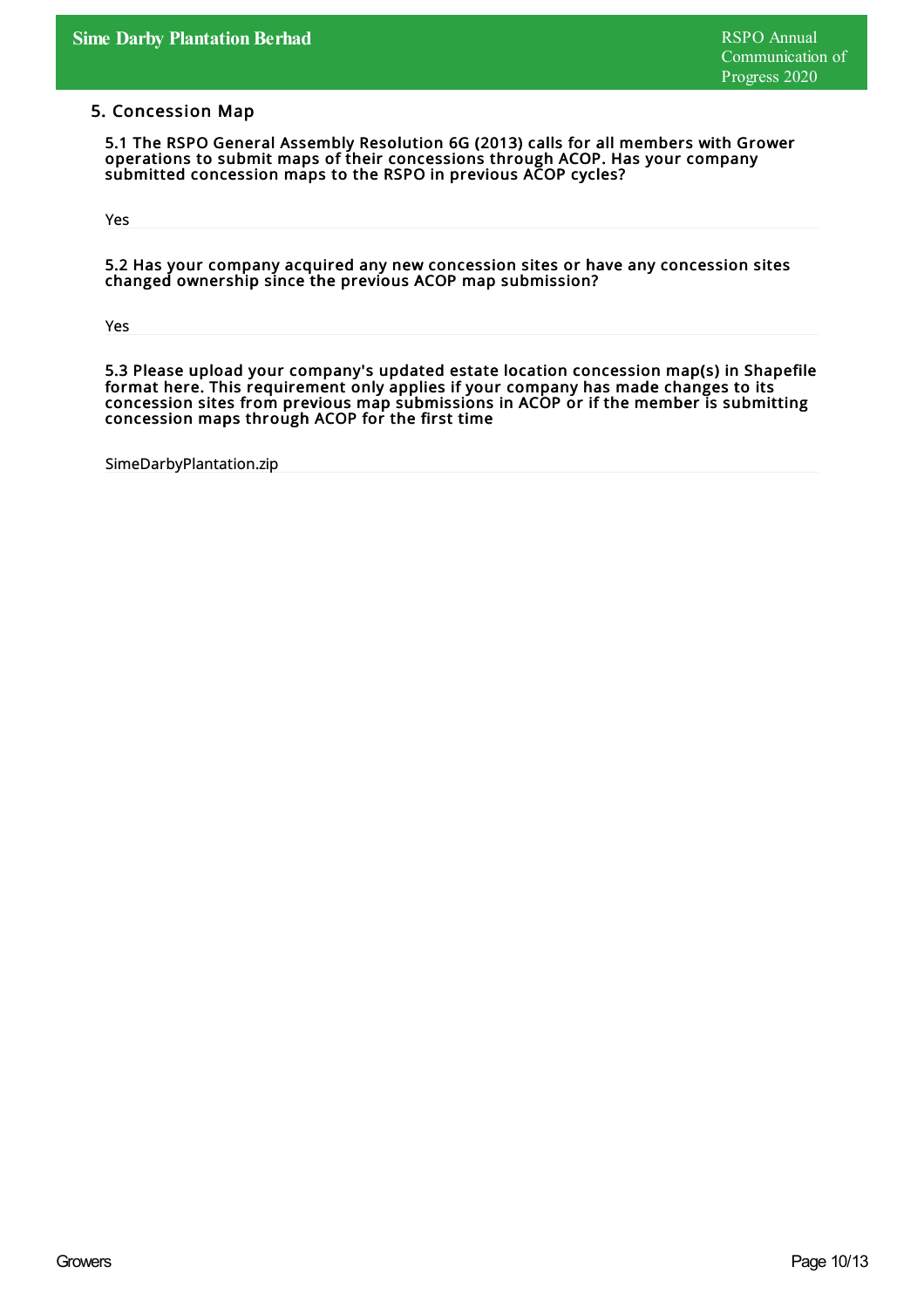## 5. Concession Map

**5.1 The RSPO General Assembly Resolution 6G (2013) calls for all members with Grower operations to submit maps of their concessions through ACOP. Has your company submitted concession maps to the RSPO in previous ACOP cycles?**

Yes

**5.2 Has your company acquired any new concession sites or have any concession sites changed ownership since the previous ACOP map submission?**

Yes

**5.3 Please upload your company's updated estate location concession map(s) in Shapefile format here. This requirement only applies if your company has made changes to its concession sites from previous map submissions in ACOP or if the member is submitting concession maps through ACOP for the first time**

SimeDarbyPlantation.zip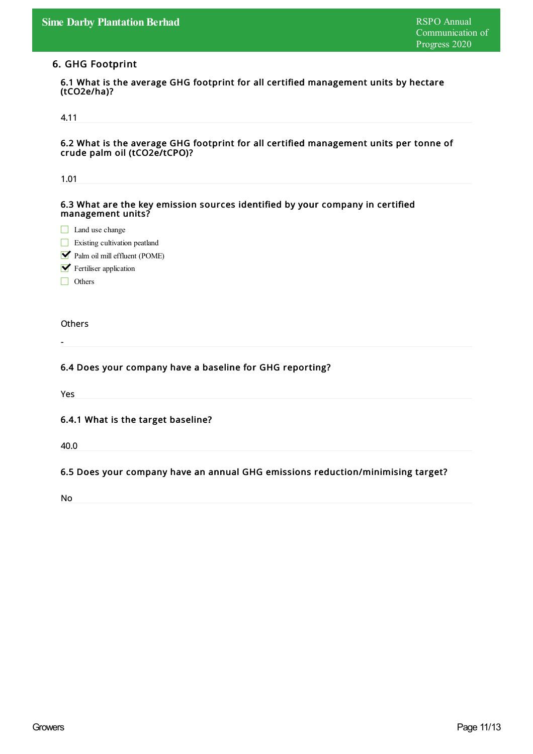## 6. GHG Footprint

### 6.1 What is the average GHG footprint for all certified management units by hectare (tCO2e/ha)?

4.11

### 6.2 What is the average GHG footprint for all certified management units per tonne of crude palm oil (tCO2e/tCPO)?

1.01

### 6.3 What are the key emission sources identified by your company in certified management units?

- [ ] Land use change
- [ ] Existing cultivation peatland
- [x] Palm oil mill effluent (POME)
- [x] Fertiliser application
- [ ] Others

Others

-

### 6.4 Does your company have a baseline for GHG reporting?

Yes

### 6.4.1 What is the target baseline?

40.0

### 6.5 Does your company have an annual GHG emissions reduction/minimising target?

No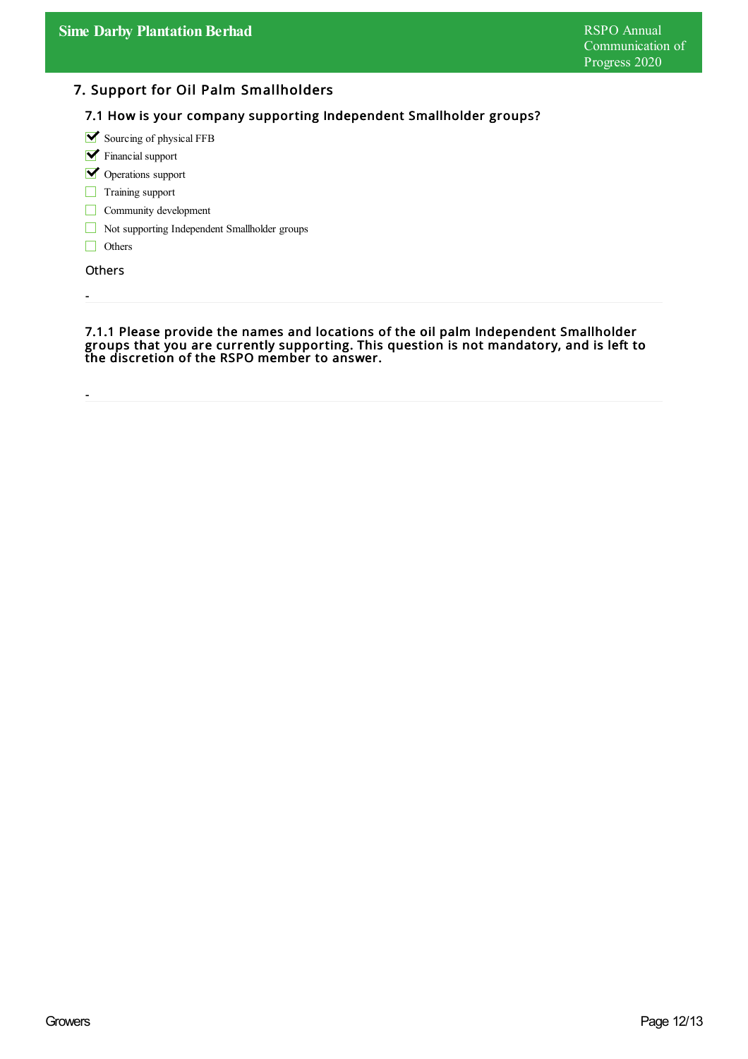## 7. Support for Oil Palm Smallholders

### 7.1 How is your company supporting Independent Smallholder groups?

- [x] Sourcing of physical FFB
- [x] Financial support
- [x] Operations support
- [ ] Training support
- [ ] Community development
- [ ] Not supporting Independent Smallholder groups
- [ ] Others

Others

-

#### 7.1.1 Please provide the names and locations of the oil palm Independent Smallholder groups that you are currently supporting. This question is not mandatory, and is left to the discretion of the RSPO member to answer.

-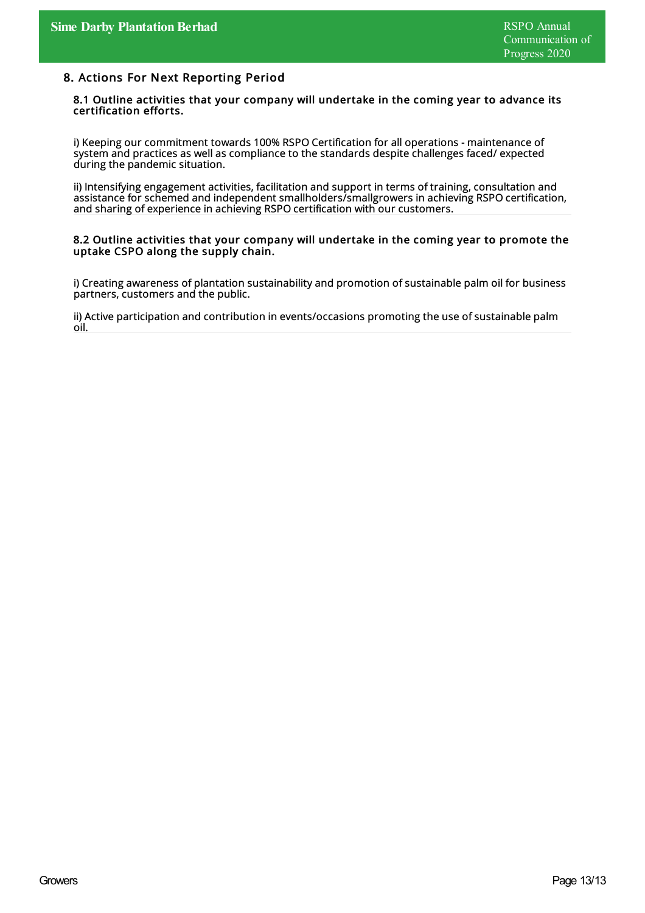## 8. Actions For Next Reporting Period

### 8.1 Outline activities that your company will undertake in the coming year to advance its certification efforts.

i) Keeping our commitment towards 100% RSPO Certification for all operations - maintenance of system and practices as well as compliance to the standards despite challenges faced/ expected during the pandemic situation.

ii) Intensifying engagement activities, facilitation and support in terms of training, consultation and assistance for schemed and independent smallholders/smallgrowers in achieving RSPO certification, and sharing of experience in achieving RSPO certification with our customers.

### 8.2 Outline activities that your company will undertake in the coming year to promote the uptake CSPO along the supply chain.

i) Creating awareness of plantation sustainability and promotion of sustainable palm oil for business partners, customers and the public.

ii) Active participation and contribution in events/occasions promoting the use of sustainable palm oil.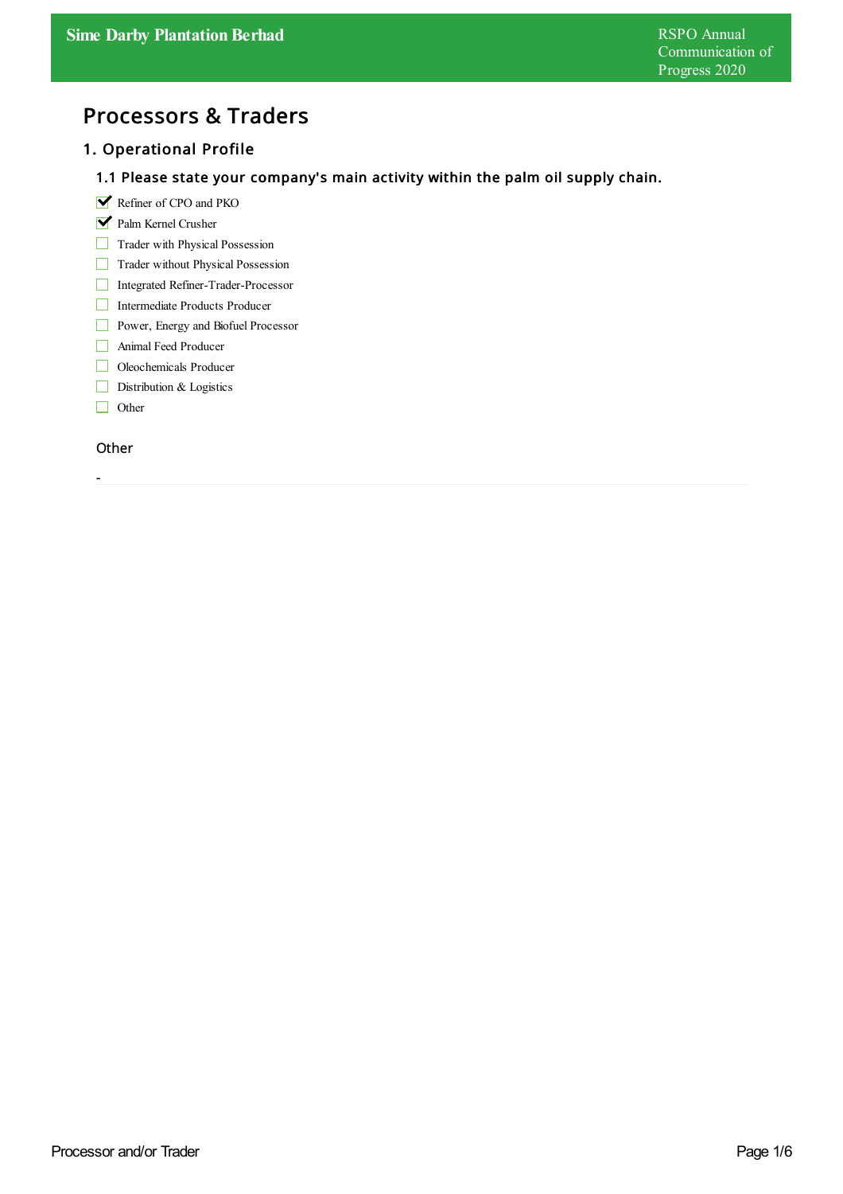# Processors & Traders

## 1. Operational Profile

### 1.1 Please state your company's main activity within the palm oil supply chain.

- [x] Refiner of CPO and PKO
- [x] Palm Kernel Crusher
- [ ] Trader with Physical Possession
- [ ] Trader without Physical Possession
- [ ] Integrated Refiner-Trader-Processor
- [ ] Intermediate Products Producer
- [ ] Power, Energy and Biofuel Processor
- [ ] Animal Feed Producer
- [ ] Oleochemicals Producer
- [ ] Distribution & Logistics
- [ ] Other

Other

-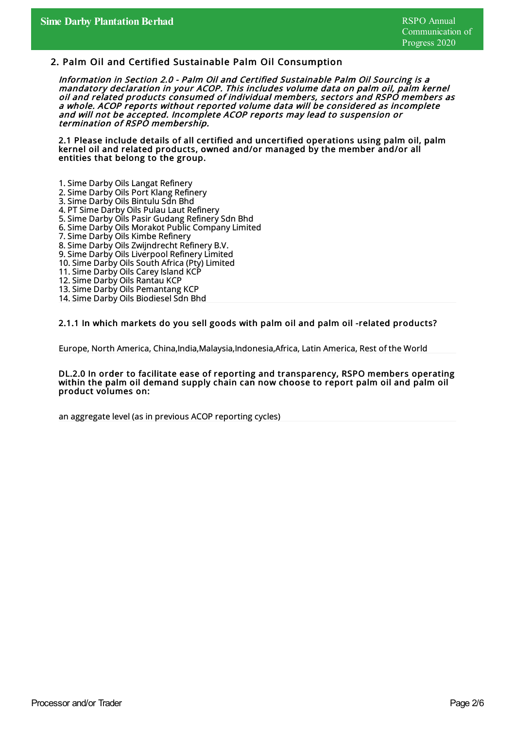## 2. Palm Oil and Certified Sustainable Palm Oil Consumption

*Information in Section 2.0 - Palm Oil and Certified Sustainable Palm Oil Sourcing is a mandatory declaration in your ACOP. This includes volume data on palm oil, palm kernel oil and related products consumed of individual members, sectors and RSPO members as a whole. ACOP reports without reported volume data will be considered as incomplete and will not be accepted. Incomplete ACOP reports may lead to suspension or termination of RSPO membership.*

**2.1 Please include details of all certified and uncertified operations using palm oil, palm kernel oil and related products, owned and/or managed by the member and/or all entities that belong to the group.**

1. Sime Darby Oils Langat Refinery
2. Sime Darby Oils Port Klang Refinery
3. Sime Darby Oils Bintulu Sdn Bhd
4. PT Sime Darby Oils Pulau Laut Refinery
5. Sime Darby Oils Pasir Gudang Refinery Sdn Bhd
6. Sime Darby Oils Morakot Public Company Limited
7. Sime Darby Oils Kimbe Refinery
8. Sime Darby Oils Zwijndrecht Refinery B.V.
9. Sime Darby Oils Liverpool Refinery Limited
10. Sime Darby Oils South Africa (Pty) Limited
11. Sime Darby Oils Carey Island KCP
12. Sime Darby Oils Rantau KCP
13. Sime Darby Oils Pemantang KCP
14. Sime Darby Oils Biodiesel Sdn Bhd

**2.1.1 In which markets do you sell goods with palm oil and palm oil -related products?**

Europe, North America, China,India,Malaysia,Indonesia,Africa, Latin America, Rest of the World

**DL.2.0 In order to facilitate ease of reporting and transparency, RSPO members operating within the palm oil demand supply chain can now choose to report palm oil and palm oil product volumes on:**

an aggregate level (as in previous ACOP reporting cycles)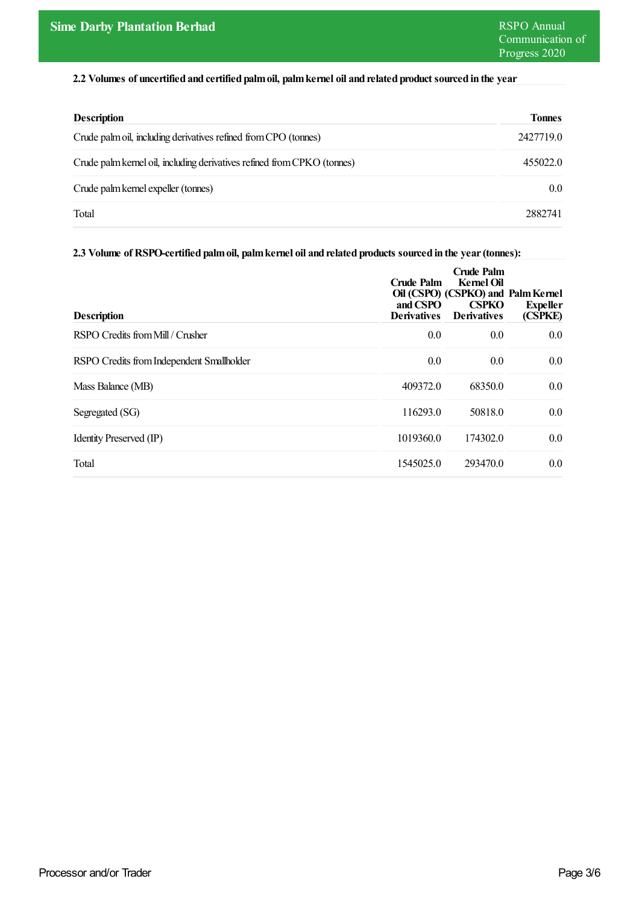### 2.2 Volumes of uncertified and certified palm oil, palm kernel oil and related product sourced in the year

| Description | Tonnes |
|---|---|
| Crude palm oil, including derivatives refined from CPO (tonnes) | 2427719.0 |
| Crude palm kernel oil, including derivatives refined from CPKO (tonnes) | 455022.0 |
| Crude palm kernel expeller (tonnes) | 0.0 |
| Total | 2882741 |

### 2.3 Volume of RSPO-certified palm oil, palm kernel oil and related products sourced in the year (tonnes):

| Description | Crude Palm Oil (CSPO) and CSPO Derivatives | Crude Palm Kernel Oil (CSPKO) and CSPKO Derivatives | Palm Kernel Expeller (CSPKE) |
|---|---|---|---|
| RSPO Credits from Mill / Crusher | 0.0 | 0.0 | 0.0 |
| RSPO Credits from Independent Smallholder | 0.0 | 0.0 | 0.0 |
| Mass Balance (MB) | 409372.0 | 68350.0 | 0.0 |
| Segregated (SG) | 116293.0 | 50818.0 | 0.0 |
| Identity Preserved (IP) | 1019360.0 | 174302.0 | 0.0 |
| Total | 1545025.0 | 293470.0 | 0.0 |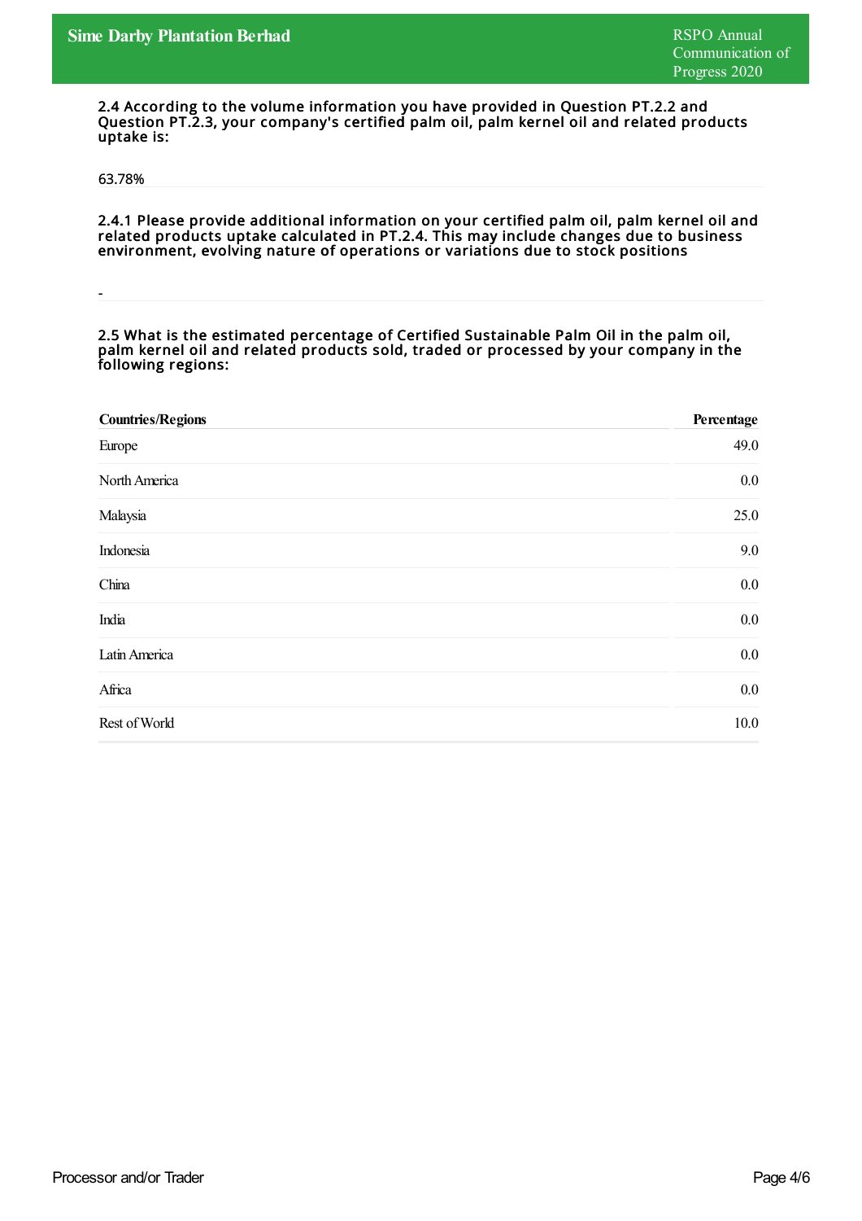**2.4 According to the volume information you have provided in Question PT.2.2 and Question PT.2.3, your company's certified palm oil, palm kernel oil and related products uptake is:**

63.78%

**2.4.1 Please provide additional information on your certified palm oil, palm kernel oil and related products uptake calculated in PT.2.4. This may include changes due to business environment, evolving nature of operations or variations due to stock positions**

-

**2.5 What is the estimated percentage of Certified Sustainable Palm Oil in the palm oil, palm kernel oil and related products sold, traded or processed by your company in the following regions:**

| Countries/Regions | Percentage |
| --- | --- |
| Europe | 49.0 |
| North America | 0.0 |
| Malaysia | 25.0 |
| Indonesia | 9.0 |
| China | 0.0 |
| India | 0.0 |
| Latin America | 0.0 |
| Africa | 0.0 |
| Rest of World | 10.0 |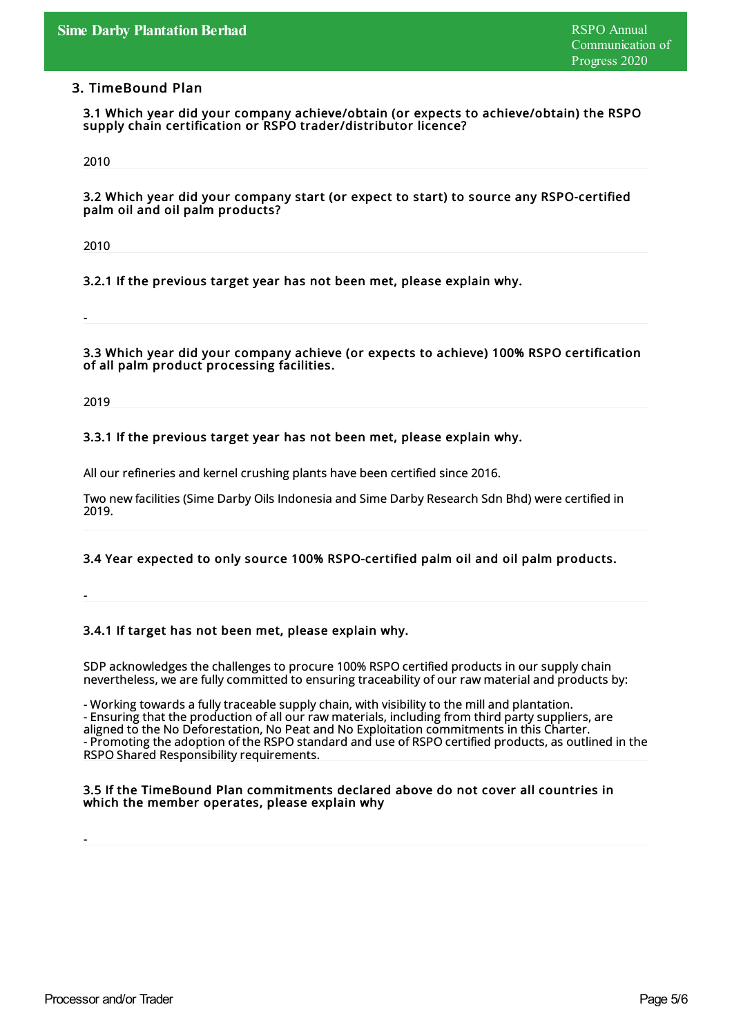## 3. TimeBound Plan

**3.1 Which year did your company achieve/obtain (or expects to achieve/obtain) the RSPO supply chain certification or RSPO trader/distributor licence?**

2010

**3.2 Which year did your company start (or expect to start) to source any RSPO-certified palm oil and oil palm products?**

2010

**3.2.1 If the previous target year has not been met, please explain why.**

-

**3.3 Which year did your company achieve (or expects to achieve) 100% RSPO certification of all palm product processing facilities.**

2019

**3.3.1 If the previous target year has not been met, please explain why.**

All our refineries and kernel crushing plants have been certified since 2016.

Two new facilities (Sime Darby Oils Indonesia and Sime Darby Research Sdn Bhd) were certified in 2019.

**3.4 Year expected to only source 100% RSPO-certified palm oil and oil palm products.**

-

**3.4.1 If target has not been met, please explain why.**

SDP acknowledges the challenges to procure 100% RSPO certified products in our supply chain nevertheless, we are fully committed to ensuring traceability of our raw material and products by:

- Working towards a fully traceable supply chain, with visibility to the mill and plantation.
- Ensuring that the production of all our raw materials, including from third party suppliers, are aligned to the No Deforestation, No Peat and No Exploitation commitments in this Charter.
- Promoting the adoption of the RSPO standard and use of RSPO certified products, as outlined in the RSPO Shared Responsibility requirements.

**3.5 If the TimeBound Plan commitments declared above do not cover all countries in which the member operates, please explain why**

-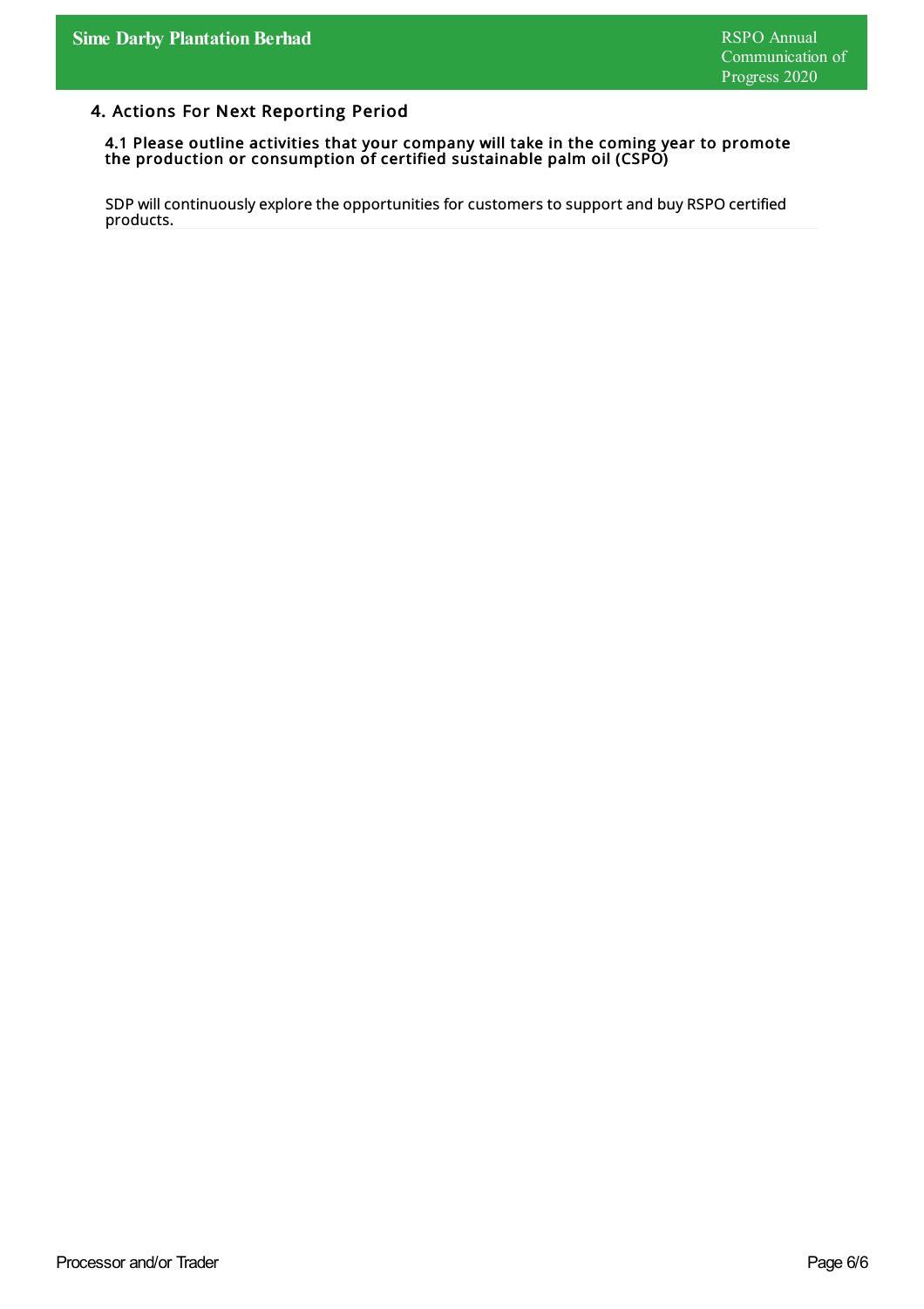## 4. Actions For Next Reporting Period

### 4.1 Please outline activities that your company will take in the coming year to promote the production or consumption of certified sustainable palm oil (CSPO)

SDP will continuously explore the opportunities for customers to support and buy RSPO certified products.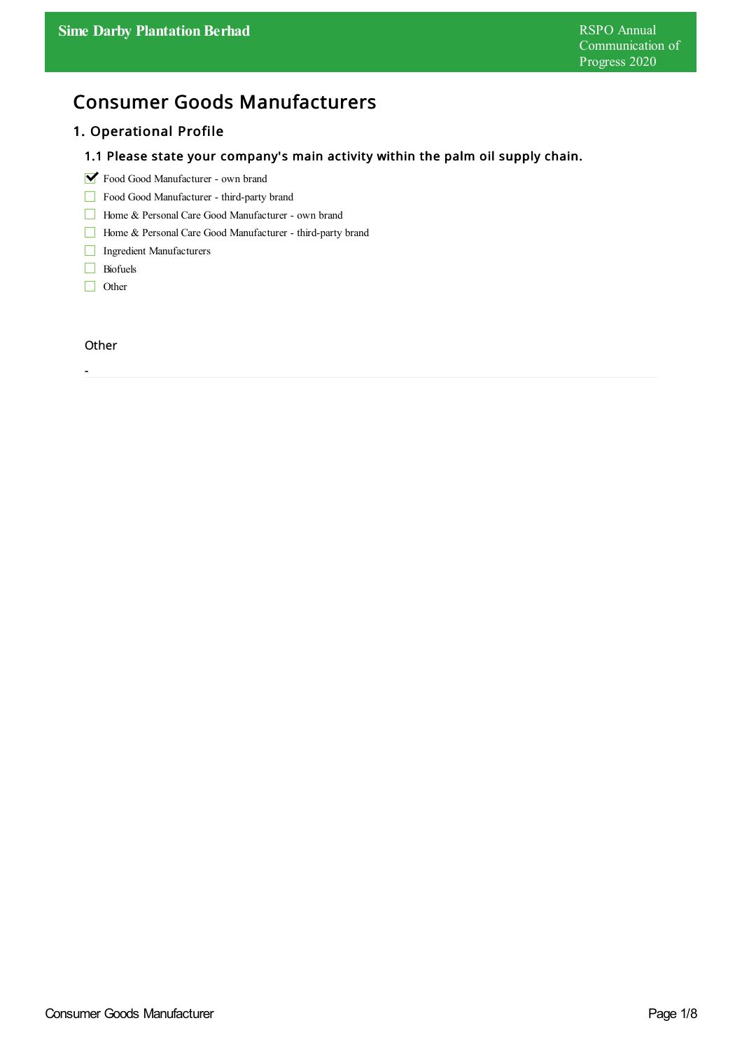# Consumer Goods Manufacturers

## 1. Operational Profile

### 1.1 Please state your company's main activity within the palm oil supply chain.

- [x] Food Good Manufacturer - own brand
- [ ] Food Good Manufacturer - third-party brand
- [ ] Home & Personal Care Good Manufacturer - own brand
- [ ] Home & Personal Care Good Manufacturer - third-party brand
- [ ] Ingredient Manufacturers
- [ ] Biofuels
- [ ] Other

Other

-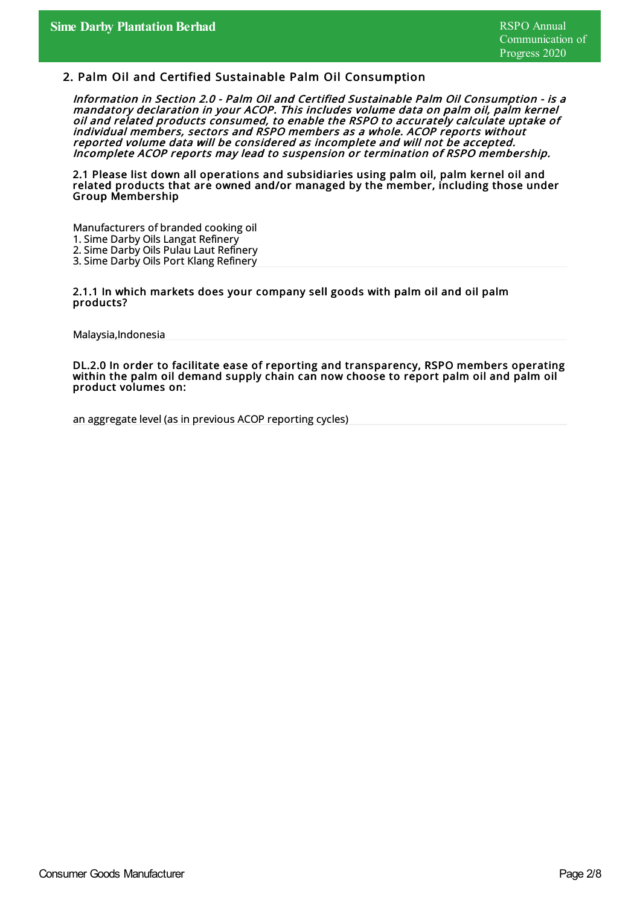## 2. Palm Oil and Certified Sustainable Palm Oil Consumption

*Information in Section 2.0 - Palm Oil and Certified Sustainable Palm Oil Consumption - is a mandatory declaration in your ACOP. This includes volume data on palm oil, palm kernel oil and related products consumed, to enable the RSPO to accurately calculate uptake of individual members, sectors and RSPO members as a whole. ACOP reports without reported volume data will be considered as incomplete and will not be accepted. Incomplete ACOP reports may lead to suspension or termination of RSPO membership.*

**2.1 Please list down all operations and subsidiaries using palm oil, palm kernel oil and related products that are owned and/or managed by the member, including those under Group Membership**

Manufacturers of branded cooking oil
1. Sime Darby Oils Langat Refinery
2. Sime Darby Oils Pulau Laut Refinery
3. Sime Darby Oils Port Klang Refinery

**2.1.1 In which markets does your company sell goods with palm oil and oil palm products?**

Malaysia,Indonesia

**DL.2.0 In order to facilitate ease of reporting and transparency, RSPO members operating within the palm oil demand supply chain can now choose to report palm oil and palm oil product volumes on:**

an aggregate level (as in previous ACOP reporting cycles)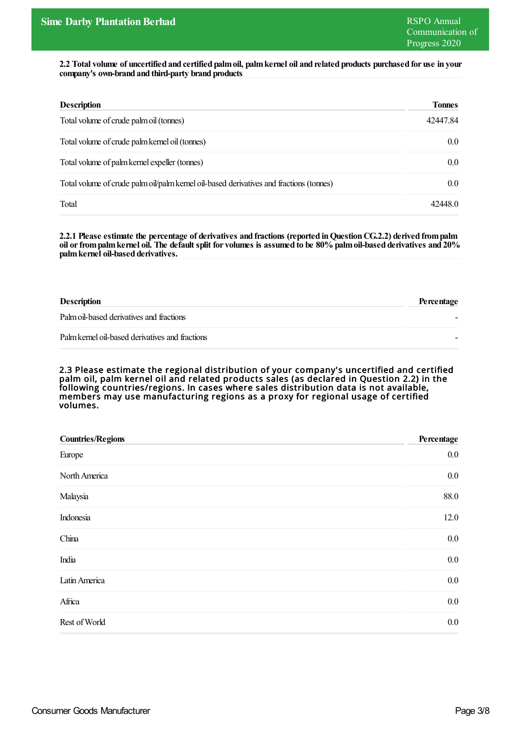**2.2 Total volume of uncertified and certified palm oil, palm kernel oil and related products purchased for use in your company's own-brand and third-party brand products**

| Description | Tonnes |
| --- | --- |
| Total volume of crude palm oil (tonnes) | 42447.84 |
| Total volume of crude palm kernel oil (tonnes) | 0.0 |
| Total volume of palm kernel expeller (tonnes) | 0.0 |
| Total volume of crude palm oil/palm kernel oil-based derivatives and fractions (tonnes) | 0.0 |
| Total | 42448.0 |

**2.2.1 Please estimate the percentage of derivatives and fractions (reported in Question CG.2.2) derived from palm oil or from palm kernel oil. The default split for volumes is assumed to be 80% palm oil-based derivatives and 20% palm kernel oil-based derivatives.**

| Description | Percentage |
| --- | --- |
| Palm oil-based derivatives and fractions | - |
| Palm kernel oil-based derivatives and fractions | - |

**2.3 Please estimate the regional distribution of your company's uncertified and certified palm oil, palm kernel oil and related products sales (as declared in Question 2.2) in the following countries/regions. In cases where sales distribution data is not available, members may use manufacturing regions as a proxy for regional usage of certified volumes.**

| Countries/Regions | Percentage |
| --- | --- |
| Europe | 0.0 |
| North America | 0.0 |
| Malaysia | 88.0 |
| Indonesia | 12.0 |
| China | 0.0 |
| India | 0.0 |
| Latin America | 0.0 |
| Africa | 0.0 |
| Rest of World | 0.0 |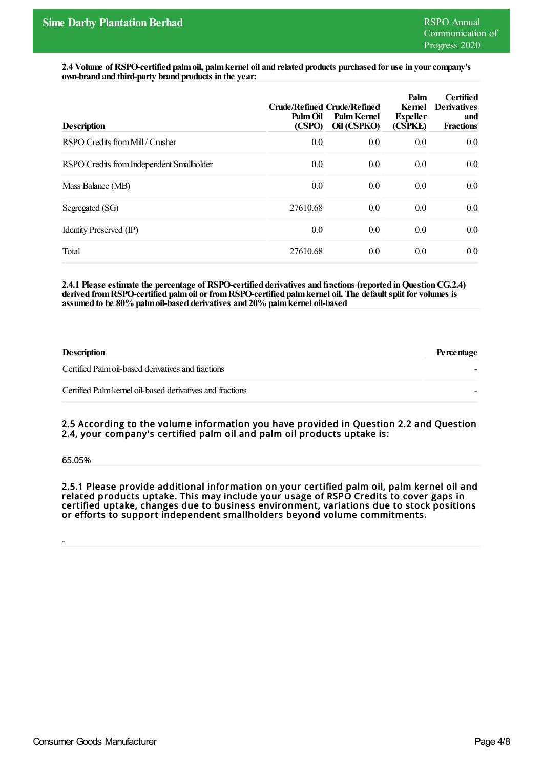**2.4 Volume of RSPO-certified palm oil, palm kernel oil and related products purchased for use in your company's own-brand and third-party brand products in the year:**

| Description | Crude/Refined Palm Oil (CSPO) | Crude/Refined Palm Kernel Oil (CSPKO) | Palm Kernel Expeller (CSPKE) | Certified Derivatives and Fractions |
|---|---|---|---|---|
| RSPO Credits from Mill / Crusher | 0.0 | 0.0 | 0.0 | 0.0 |
| RSPO Credits from Independent Smallholder | 0.0 | 0.0 | 0.0 | 0.0 |
| Mass Balance (MB) | 0.0 | 0.0 | 0.0 | 0.0 |
| Segregated (SG) | 27610.68 | 0.0 | 0.0 | 0.0 |
| Identity Preserved (IP) | 0.0 | 0.0 | 0.0 | 0.0 |
| Total | 27610.68 | 0.0 | 0.0 | 0.0 |

**2.4.1 Please estimate the percentage of RSPO-certified derivatives and fractions (reported in Question CG.2.4) derived from RSPO-certified palm oil or from RSPO-certified palm kernel oil. The default split for volumes is assumed to be 80% palm oil-based derivatives and 20% palm kernel oil-based**

| Description | Percentage |
|---|---|
| Certified Palm oil-based derivatives and fractions | - |
| Certified Palm kernel oil-based derivatives and fractions | - |

**2.5 According to the volume information you have provided in Question 2.2 and Question 2.4, your company's certified palm oil and palm oil products uptake is:**

65.05%

**2.5.1 Please provide additional information on your certified palm oil, palm kernel oil and related products uptake. This may include your usage of RSPO Credits to cover gaps in certified uptake, changes due to business environment, variations due to stock positions or efforts to support independent smallholders beyond volume commitments.**

-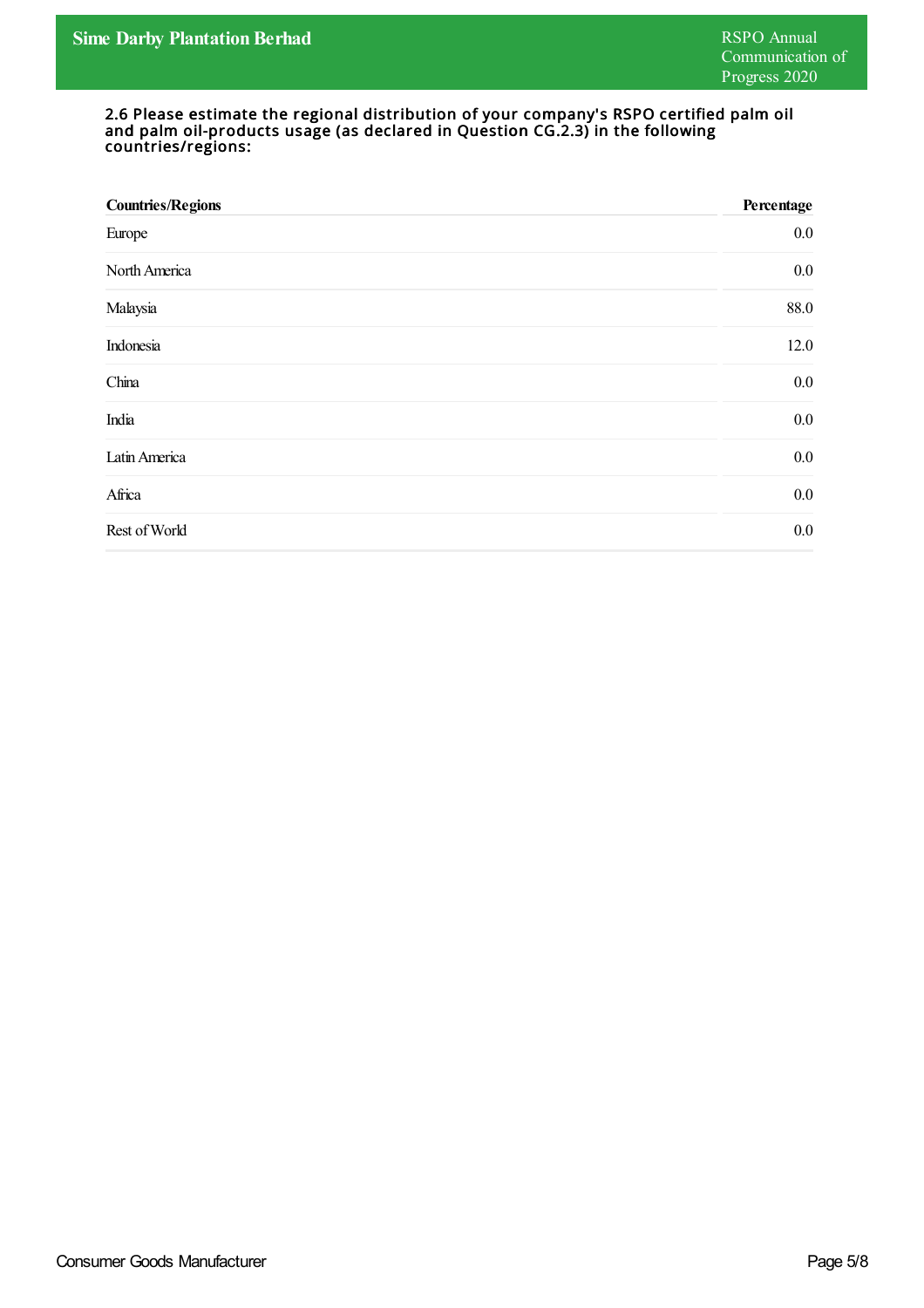#### 2.6 Please estimate the regional distribution of your company's RSPO certified palm oil and palm oil-products usage (as declared in Question CG.2.3) in the following countries/regions:

| Countries/Regions | Percentage |
|---|---|
| Europe | 0.0 |
| North America | 0.0 |
| Malaysia | 88.0 |
| Indonesia | 12.0 |
| China | 0.0 |
| India | 0.0 |
| Latin America | 0.0 |
| Africa | 0.0 |
| Rest of World | 0.0 |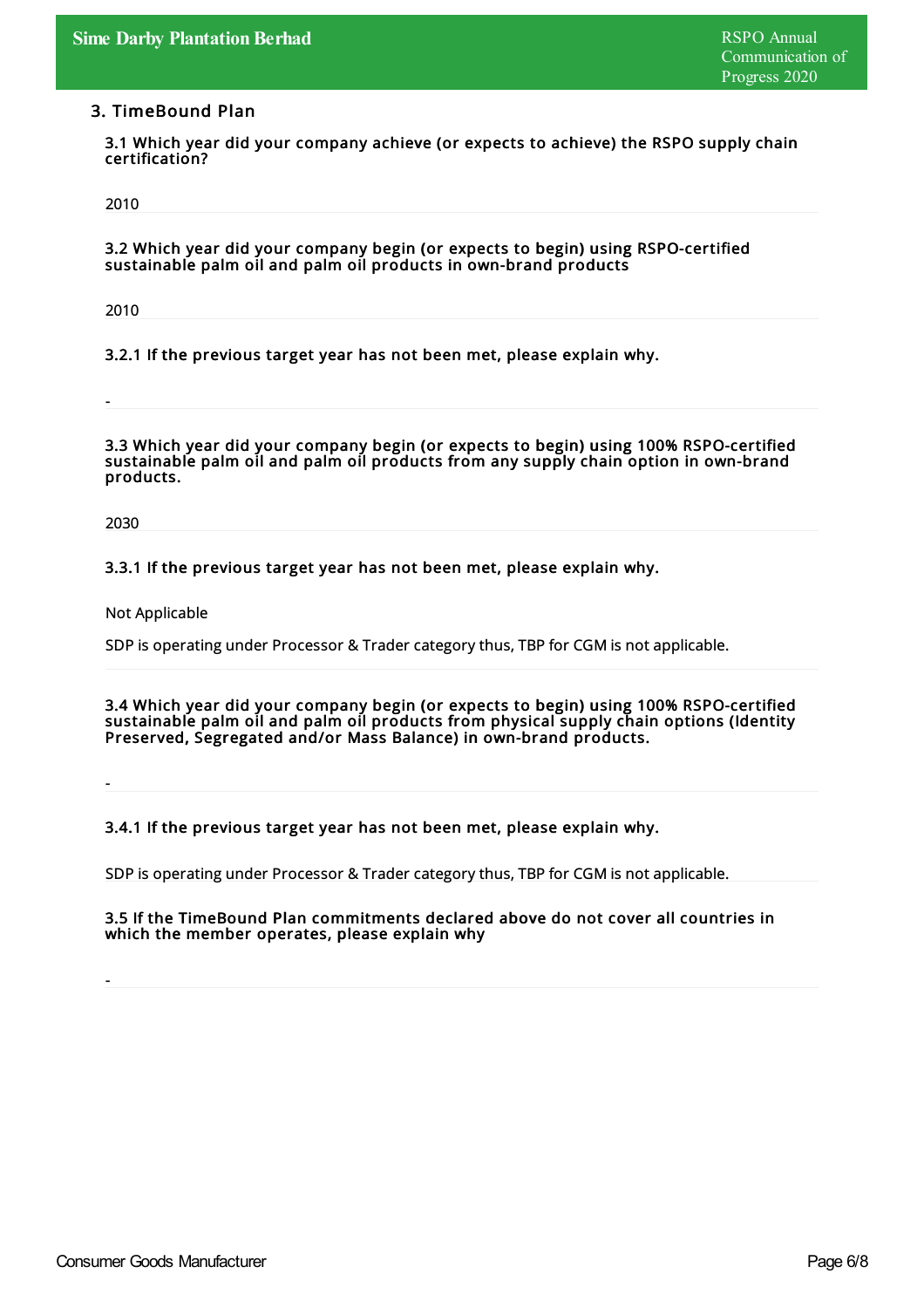## 3. TimeBound Plan

**3.1 Which year did your company achieve (or expects to achieve) the RSPO supply chain certification?**

2010

**3.2 Which year did your company begin (or expects to begin) using RSPO-certified sustainable palm oil and palm oil products in own-brand products**

2010

**3.2.1 If the previous target year has not been met, please explain why.**

-

**3.3 Which year did your company begin (or expects to begin) using 100% RSPO-certified sustainable palm oil and palm oil products from any supply chain option in own-brand products.**

2030

**3.3.1 If the previous target year has not been met, please explain why.**

Not Applicable

SDP is operating under Processor & Trader category thus, TBP for CGM is not applicable.

**3.4 Which year did your company begin (or expects to begin) using 100% RSPO-certified sustainable palm oil and palm oil products from physical supply chain options (Identity Preserved, Segregated and/or Mass Balance) in own-brand products.**

-

**3.4.1 If the previous target year has not been met, please explain why.**

SDP is operating under Processor & Trader category thus, TBP for CGM is not applicable.

**3.5 If the TimeBound Plan commitments declared above do not cover all countries in which the member operates, please explain why**

-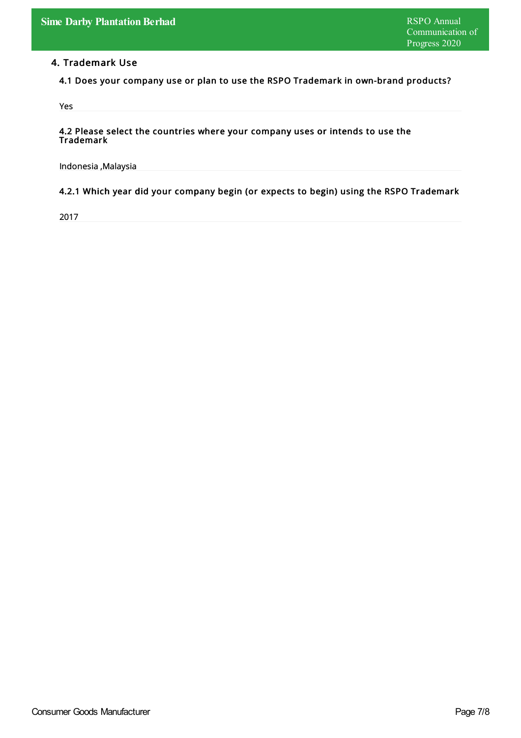## 4. Trademark Use

### 4.1 Does your company use or plan to use the RSPO Trademark in own-brand products?

Yes

### 4.2 Please select the countries where your company uses or intends to use the Trademark

Indonesia ,Malaysia

### 4.2.1 Which year did your company begin (or expects to begin) using the RSPO Trademark

2017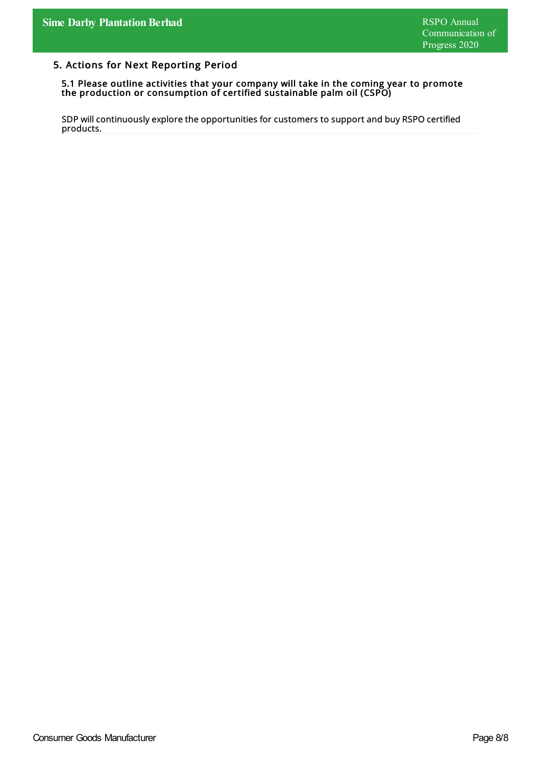## 5. Actions for Next Reporting Period

### 5.1 Please outline activities that your company will take in the coming year to promote the production or consumption of certified sustainable palm oil (CSPO)

SDP will continuously explore the opportunities for customers to support and buy RSPO certified products.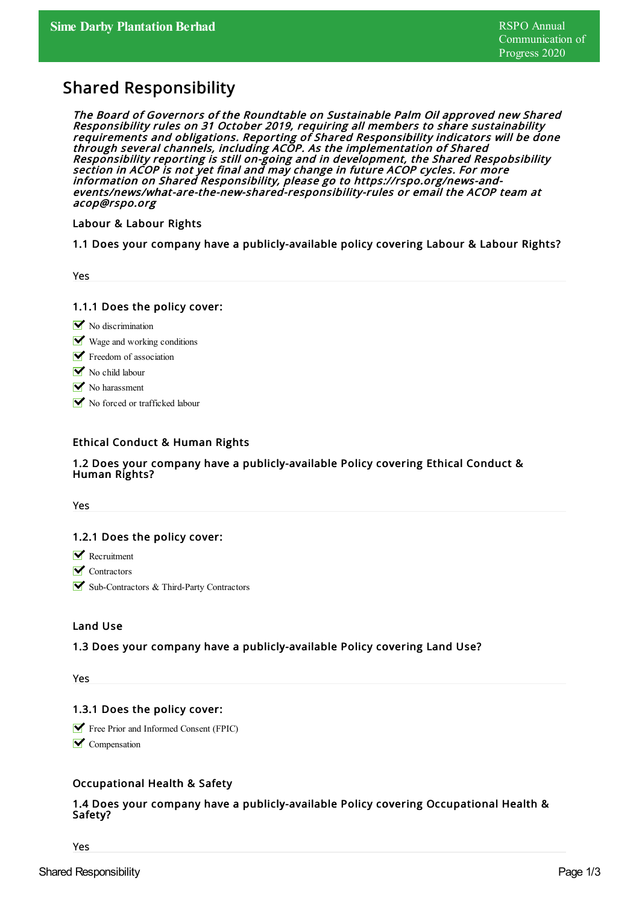## Shared Responsibility

*The Board of Governors of the Roundtable on Sustainable Palm Oil approved new Shared Responsibility rules on 31 October 2019, requiring all members to share sustainability requirements and obligations. Reporting of Shared Responsibility indicators will be done through several channels, including ACOP. As the implementation of Shared Responsibility reporting is still on-going and in development, the Shared Respobsibility section in ACOP is not yet final and may change in future ACOP cycles. For more information on Shared Responsibility, please go to https://rspo.org/news-and-events/news/what-are-the-new-shared-responsibility-rules or email the ACOP team at acop@rspo.org*

### Labour & Labour Rights

#### 1.1 Does your company have a publicly-available policy covering Labour & Labour Rights?

Yes

#### 1.1.1 Does the policy cover:

- ☑ No discrimination
- ☑ Wage and working conditions
- ☑ Freedom of association
- ☑ No child labour
- ☑ No harassment
- ☑ No forced or trafficked labour

### Ethical Conduct & Human Rights

#### 1.2 Does your company have a publicly-available Policy covering Ethical Conduct & Human Rights?

Yes

#### 1.2.1 Does the policy cover:

- ☑ Recruitment
- ☑ Contractors
- ☑ Sub-Contractors & Third-Party Contractors

### Land Use

#### 1.3 Does your company have a publicly-available Policy covering Land Use?

Yes

#### 1.3.1 Does the policy cover:

- ☑ Free Prior and Informed Consent (FPIC)
- ☑ Compensation

### Occupational Health & Safety

#### 1.4 Does your company have a publicly-available Policy covering Occupational Health & Safety?

Yes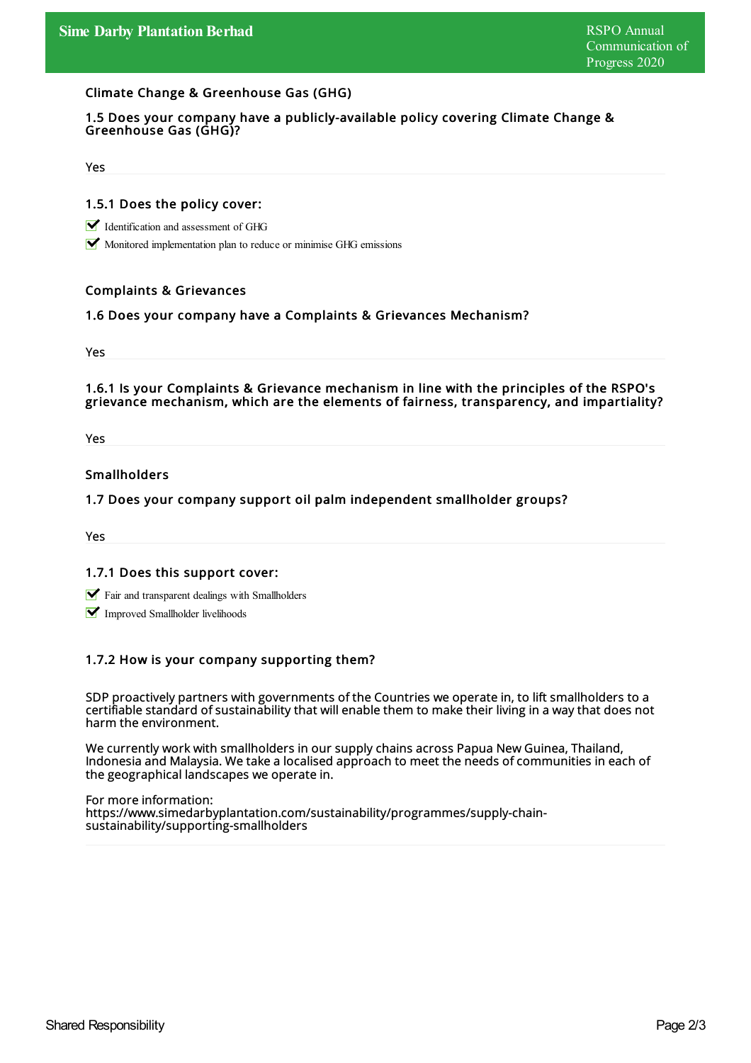## Climate Change & Greenhouse Gas (GHG)

### 1.5 Does your company have a publicly-available policy covering Climate Change & Greenhouse Gas (GHG)?

Yes

### 1.5.1 Does the policy cover:

- ☑ Identification and assessment of GHG
- ☑ Monitored implementation plan to reduce or minimise GHG emissions

## Complaints & Grievances

### 1.6 Does your company have a Complaints & Grievances Mechanism?

Yes

### 1.6.1 Is your Complaints & Grievance mechanism in line with the principles of the RSPO's grievance mechanism, which are the elements of fairness, transparency, and impartiality?

Yes

## Smallholders

### 1.7 Does your company support oil palm independent smallholder groups?

Yes

### 1.7.1 Does this support cover:

- ☑ Fair and transparent dealings with Smallholders
- ☑ Improved Smallholder livelihoods

### 1.7.2 How is your company supporting them?

SDP proactively partners with governments of the Countries we operate in, to lift smallholders to a certifiable standard of sustainability that will enable them to make their living in a way that does not harm the environment.

We currently work with smallholders in our supply chains across Papua New Guinea, Thailand, Indonesia and Malaysia. We take a localised approach to meet the needs of communities in each of the geographical landscapes we operate in.

For more information:
https://www.simedarbyplantation.com/sustainability/programmes/supply-chain-sustainability/supporting-smallholders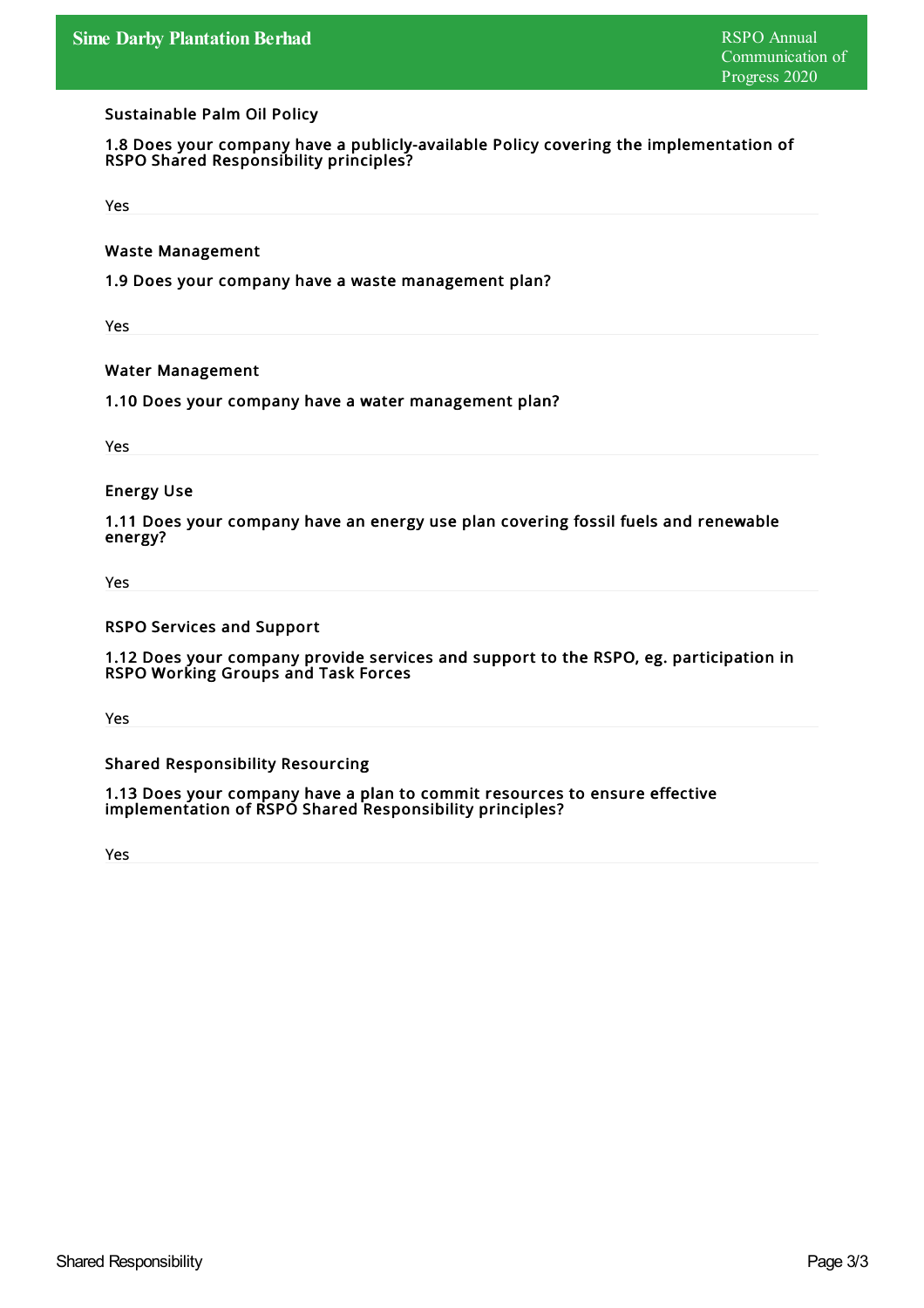### Sustainable Palm Oil Policy

**1.8 Does your company have a publicly-available Policy covering the implementation of RSPO Shared Responsibility principles?**

Yes

### Waste Management

**1.9 Does your company have a waste management plan?**

Yes

### Water Management

**1.10 Does your company have a water management plan?**

Yes

### Energy Use

**1.11 Does your company have an energy use plan covering fossil fuels and renewable energy?**

Yes

### RSPO Services and Support

**1.12 Does your company provide services and support to the RSPO, eg. participation in RSPO Working Groups and Task Forces**

Yes

### Shared Responsibility Resourcing

**1.13 Does your company have a plan to commit resources to ensure effective implementation of RSPO Shared Responsibility principles?**

Yes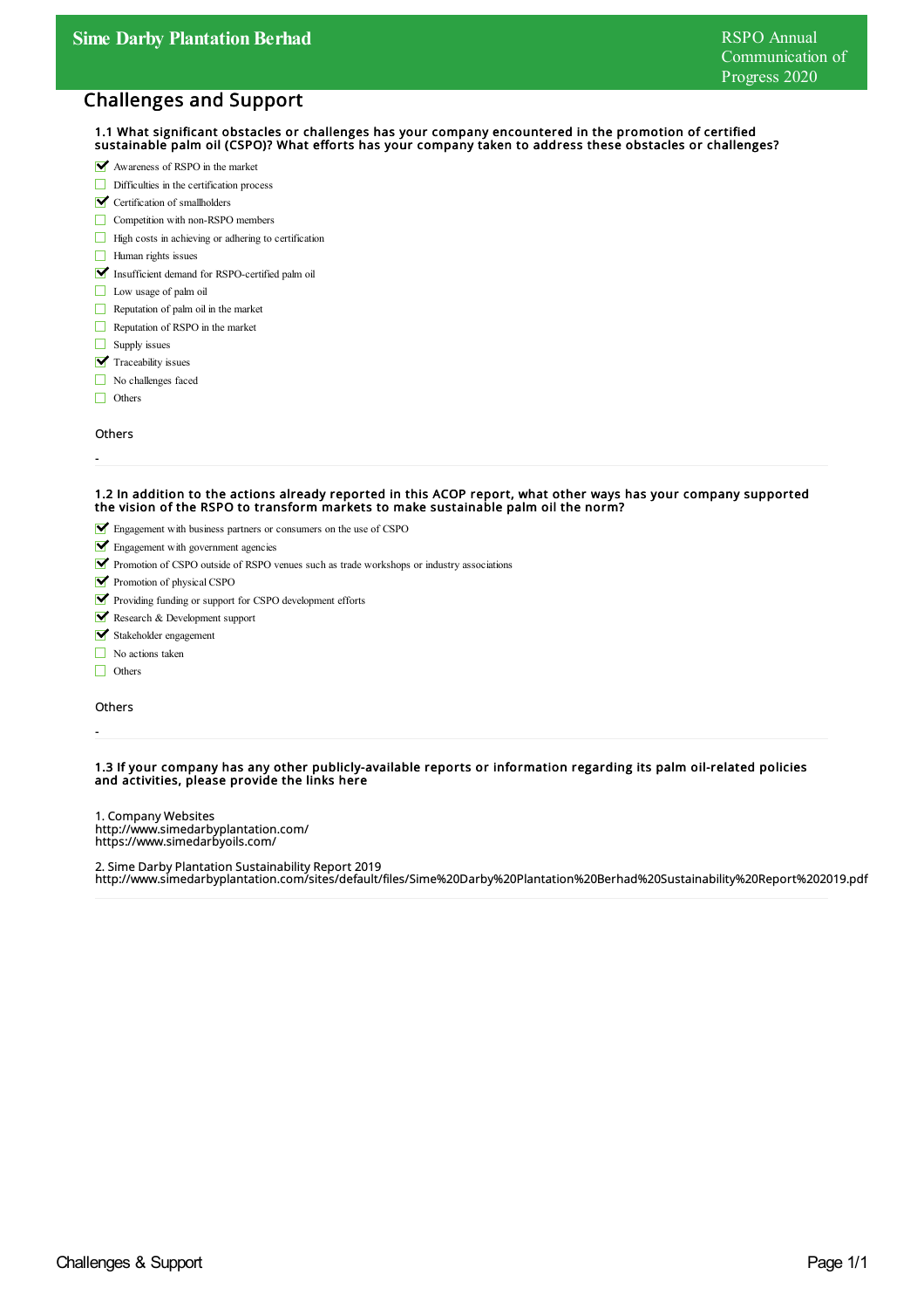## Challenges and Support

**1.1 What significant obstacles or challenges has your company encountered in the promotion of certified sustainable palm oil (CSPO)? What efforts has your company taken to address these obstacles or challenges?**

- [x] Awareness of RSPO in the market
- [ ] Difficulties in the certification process
- [x] Certification of smallholders
- [ ] Competition with non-RSPO members
- [ ] High costs in achieving or adhering to certification
- [ ] Human rights issues
- [x] Insufficient demand for RSPO-certified palm oil
- [ ] Low usage of palm oil
- [ ] Reputation of palm oil in the market
- [ ] Reputation of RSPO in the market
- [ ] Supply issues
- [x] Traceability issues
- [ ] No challenges faced
- [ ] Others

Others

-

**1.2 In addition to the actions already reported in this ACOP report, what other ways has your company supported the vision of the RSPO to transform markets to make sustainable palm oil the norm?**

- [x] Engagement with business partners or consumers on the use of CSPO
- [x] Engagement with government agencies
- [x] Promotion of CSPO outside of RSPO venues such as trade workshops or industry associations
- [x] Promotion of physical CSPO
- [x] Providing funding or support for CSPO development efforts
- [x] Research & Development support
- [x] Stakeholder engagement
- [ ] No actions taken
- [ ] Others

Others

-

**1.3 If your company has any other publicly-available reports or information regarding its palm oil-related policies and activities, please provide the links here**

1. Company Websites
http://www.simedarbyplantation.com/
https://www.simedarbyoils.com/

2. Sime Darby Plantation Sustainability Report 2019
http://www.simedarbyplantation.com/sites/default/files/Sime%20Darby%20Plantation%20Berhad%20Sustainability%20Report%202019.pdf